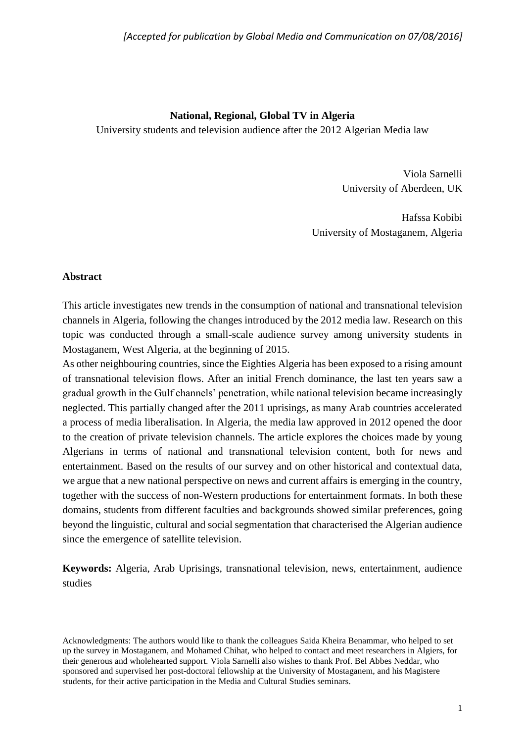*[Accepted for publication by Global Media and Communication on 07/08/2016]*

# National, Regional, Global TV in Algeria

University students and television audience after the 2012 Algerian Media law

Viola Sarnelli
University of Aberdeen, UK

Hafssa Kobibi
University of Mostaganem, Algeria

## Abstract

This article investigates new trends in the consumption of national and transnational television channels in Algeria, following the changes introduced by the 2012 media law. Research on this topic was conducted through a small-scale audience survey among university students in Mostaganem, West Algeria, at the beginning of 2015.

As other neighbouring countries, since the Eighties Algeria has been exposed to a rising amount of transnational television flows. After an initial French dominance, the last ten years saw a gradual growth in the Gulf channels' penetration, while national television became increasingly neglected. This partially changed after the 2011 uprisings, as many Arab countries accelerated a process of media liberalisation. In Algeria, the media law approved in 2012 opened the door to the creation of private television channels. The article explores the choices made by young Algerians in terms of national and transnational television content, both for news and entertainment. Based on the results of our survey and on other historical and contextual data, we argue that a new national perspective on news and current affairs is emerging in the country, together with the success of non-Western productions for entertainment formats. In both these domains, students from different faculties and backgrounds showed similar preferences, going beyond the linguistic, cultural and social segmentation that characterised the Algerian audience since the emergence of satellite television.

**Keywords:** Algeria, Arab Uprisings, transnational television, news, entertainment, audience studies

Acknowledgments: The authors would like to thank the colleagues Saida Kheira Benammar, who helped to set up the survey in Mostaganem, and Mohamed Chihat, who helped to contact and meet researchers in Algiers, for their generous and wholehearted support. Viola Sarnelli also wishes to thank Prof. Bel Abbes Neddar, who sponsored and supervised her post-doctoral fellowship at the University of Mostaganem, and his Magistere students, for their active participation in the Media and Cultural Studies seminars.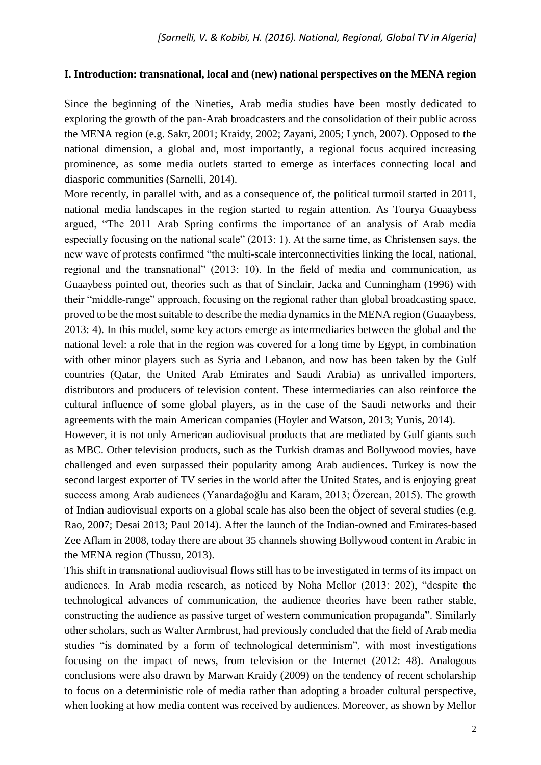## I. Introduction: transnational, local and (new) national perspectives on the MENA region

Since the beginning of the Nineties, Arab media studies have been mostly dedicated to exploring the growth of the pan-Arab broadcasters and the consolidation of their public across the MENA region (e.g. Sakr, 2001; Kraidy, 2002; Zayani, 2005; Lynch, 2007). Opposed to the national dimension, a global and, most importantly, a regional focus acquired increasing prominence, as some media outlets started to emerge as interfaces connecting local and diasporic communities (Sarnelli, 2014).

More recently, in parallel with, and as a consequence of, the political turmoil started in 2011, national media landscapes in the region started to regain attention. As Tourya Guaaybess argued, "The 2011 Arab Spring confirms the importance of an analysis of Arab media especially focusing on the national scale" (2013: 1). At the same time, as Christensen says, the new wave of protests confirmed "the multi-scale interconnectivities linking the local, national, regional and the transnational" (2013: 10). In the field of media and communication, as Guaaybess pointed out, theories such as that of Sinclair, Jacka and Cunningham (1996) with their "middle-range" approach, focusing on the regional rather than global broadcasting space, proved to be the most suitable to describe the media dynamics in the MENA region (Guaaybess, 2013: 4). In this model, some key actors emerge as intermediaries between the global and the national level: a role that in the region was covered for a long time by Egypt, in combination with other minor players such as Syria and Lebanon, and now has been taken by the Gulf countries (Qatar, the United Arab Emirates and Saudi Arabia) as unrivalled importers, distributors and producers of television content. These intermediaries can also reinforce the cultural influence of some global players, as in the case of the Saudi networks and their agreements with the main American companies (Hoyler and Watson, 2013; Yunis, 2014).

However, it is not only American audiovisual products that are mediated by Gulf giants such as MBC. Other television products, such as the Turkish dramas and Bollywood movies, have challenged and even surpassed their popularity among Arab audiences. Turkey is now the second largest exporter of TV series in the world after the United States, and is enjoying great success among Arab audiences (Yanardağoğlu and Karam, 2013; Özercan, 2015). The growth of Indian audiovisual exports on a global scale has also been the object of several studies (e.g. Rao, 2007; Desai 2013; Paul 2014). After the launch of the Indian-owned and Emirates-based Zee Aflam in 2008, today there are about 35 channels showing Bollywood content in Arabic in the MENA region (Thussu, 2013).

This shift in transnational audiovisual flows still has to be investigated in terms of its impact on audiences. In Arab media research, as noticed by Noha Mellor (2013: 202), "despite the technological advances of communication, the audience theories have been rather stable, constructing the audience as passive target of western communication propaganda". Similarly other scholars, such as Walter Armbrust, had previously concluded that the field of Arab media studies "is dominated by a form of technological determinism", with most investigations focusing on the impact of news, from television or the Internet (2012: 48). Analogous conclusions were also drawn by Marwan Kraidy (2009) on the tendency of recent scholarship to focus on a deterministic role of media rather than adopting a broader cultural perspective, when looking at how media content was received by audiences. Moreover, as shown by Mellor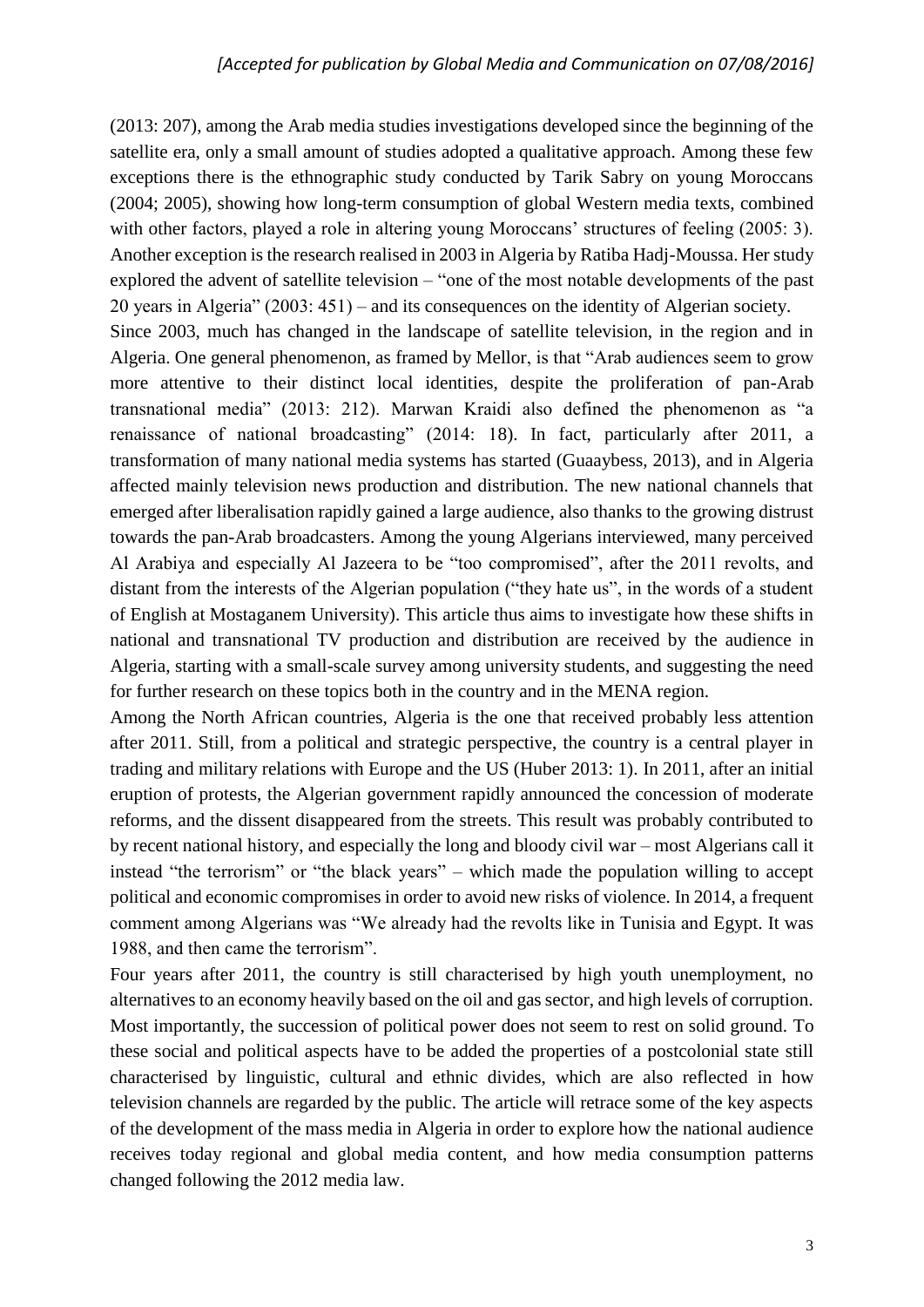(2013: 207), among the Arab media studies investigations developed since the beginning of the satellite era, only a small amount of studies adopted a qualitative approach. Among these few exceptions there is the ethnographic study conducted by Tarik Sabry on young Moroccans (2004; 2005), showing how long-term consumption of global Western media texts, combined with other factors, played a role in altering young Moroccans' structures of feeling (2005: 3). Another exception is the research realised in 2003 in Algeria by Ratiba Hadj-Moussa. Her study explored the advent of satellite television – "one of the most notable developments of the past 20 years in Algeria" (2003: 451) – and its consequences on the identity of Algerian society.

Since 2003, much has changed in the landscape of satellite television, in the region and in Algeria. One general phenomenon, as framed by Mellor, is that "Arab audiences seem to grow more attentive to their distinct local identities, despite the proliferation of pan-Arab transnational media" (2013: 212). Marwan Kraidi also defined the phenomenon as "a renaissance of national broadcasting" (2014: 18). In fact, particularly after 2011, a transformation of many national media systems has started (Guaaybess, 2013), and in Algeria affected mainly television news production and distribution. The new national channels that emerged after liberalisation rapidly gained a large audience, also thanks to the growing distrust towards the pan-Arab broadcasters. Among the young Algerians interviewed, many perceived Al Arabiya and especially Al Jazeera to be "too compromised", after the 2011 revolts, and distant from the interests of the Algerian population ("they hate us", in the words of a student of English at Mostaganem University). This article thus aims to investigate how these shifts in national and transnational TV production and distribution are received by the audience in Algeria, starting with a small-scale survey among university students, and suggesting the need for further research on these topics both in the country and in the MENA region.

Among the North African countries, Algeria is the one that received probably less attention after 2011. Still, from a political and strategic perspective, the country is a central player in trading and military relations with Europe and the US (Huber 2013: 1). In 2011, after an initial eruption of protests, the Algerian government rapidly announced the concession of moderate reforms, and the dissent disappeared from the streets. This result was probably contributed to by recent national history, and especially the long and bloody civil war – most Algerians call it instead "the terrorism" or "the black years" – which made the population willing to accept political and economic compromises in order to avoid new risks of violence. In 2014, a frequent comment among Algerians was "We already had the revolts like in Tunisia and Egypt. It was 1988, and then came the terrorism".

Four years after 2011, the country is still characterised by high youth unemployment, no alternatives to an economy heavily based on the oil and gas sector, and high levels of corruption. Most importantly, the succession of political power does not seem to rest on solid ground. To these social and political aspects have to be added the properties of a postcolonial state still characterised by linguistic, cultural and ethnic divides, which are also reflected in how television channels are regarded by the public. The article will retrace some of the key aspects of the development of the mass media in Algeria in order to explore how the national audience receives today regional and global media content, and how media consumption patterns changed following the 2012 media law.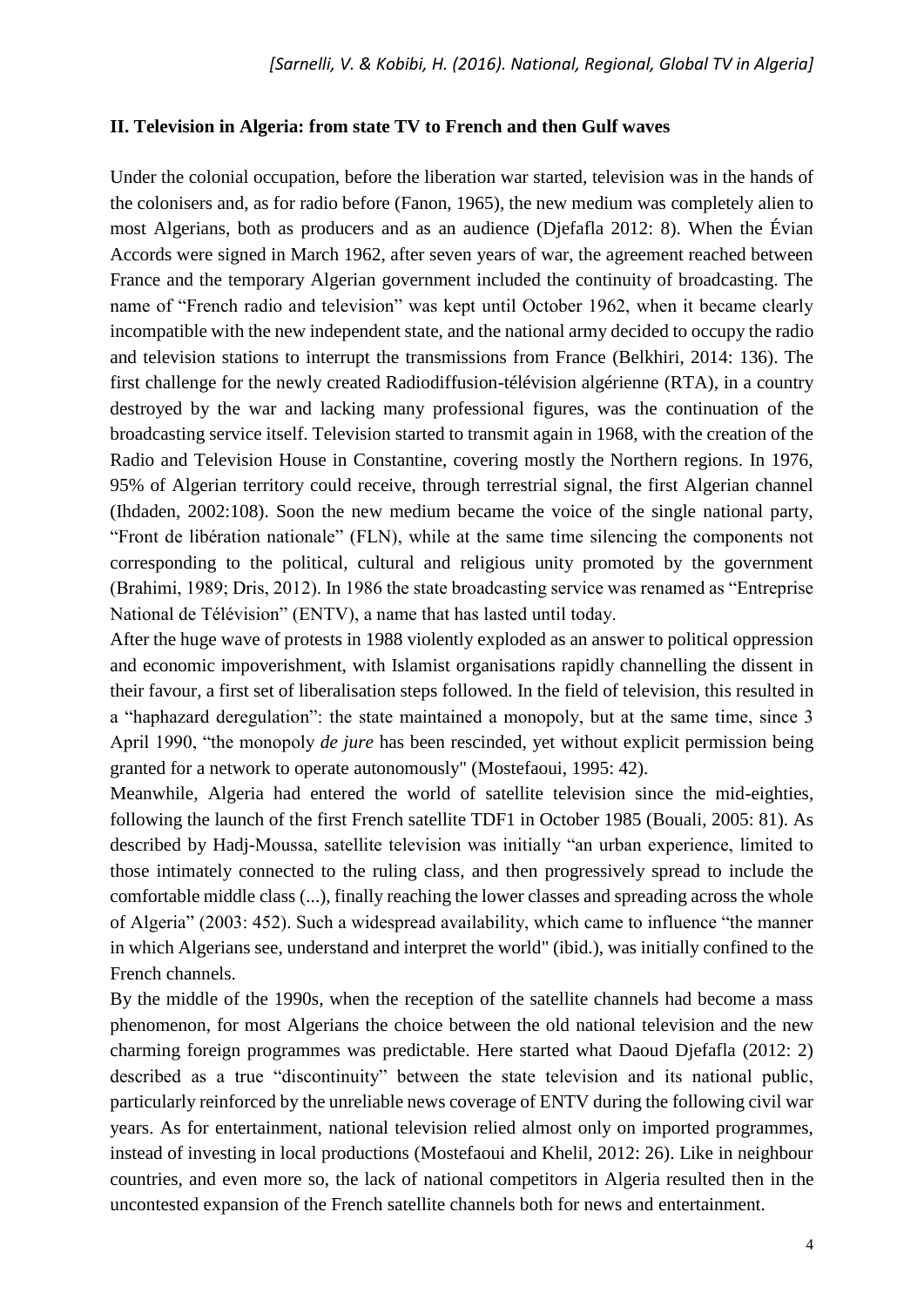## II. Television in Algeria: from state TV to French and then Gulf waves

Under the colonial occupation, before the liberation war started, television was in the hands of the colonisers and, as for radio before (Fanon, 1965), the new medium was completely alien to most Algerians, both as producers and as an audience (Djefafla 2012: 8). When the Évian Accords were signed in March 1962, after seven years of war, the agreement reached between France and the temporary Algerian government included the continuity of broadcasting. The name of "French radio and television" was kept until October 1962, when it became clearly incompatible with the new independent state, and the national army decided to occupy the radio and television stations to interrupt the transmissions from France (Belkhiri, 2014: 136). The first challenge for the newly created Radiodiffusion-télévision algérienne (RTA), in a country destroyed by the war and lacking many professional figures, was the continuation of the broadcasting service itself. Television started to transmit again in 1968, with the creation of the Radio and Television House in Constantine, covering mostly the Northern regions. In 1976, 95% of Algerian territory could receive, through terrestrial signal, the first Algerian channel (Ihdaden, 2002:108). Soon the new medium became the voice of the single national party, "Front de libération nationale" (FLN), while at the same time silencing the components not corresponding to the political, cultural and religious unity promoted by the government (Brahimi, 1989; Dris, 2012). In 1986 the state broadcasting service was renamed as "Entreprise National de Télévision" (ENTV), a name that has lasted until today.

After the huge wave of protests in 1988 violently exploded as an answer to political oppression and economic impoverishment, with Islamist organisations rapidly channelling the dissent in their favour, a first set of liberalisation steps followed. In the field of television, this resulted in a "haphazard deregulation": the state maintained a monopoly, but at the same time, since 3 April 1990, "the monopoly *de jure* has been rescinded, yet without explicit permission being granted for a network to operate autonomously" (Mostefaoui, 1995: 42).

Meanwhile, Algeria had entered the world of satellite television since the mid-eighties, following the launch of the first French satellite TDF1 in October 1985 (Bouali, 2005: 81). As described by Hadj-Moussa, satellite television was initially "an urban experience, limited to those intimately connected to the ruling class, and then progressively spread to include the comfortable middle class (...), finally reaching the lower classes and spreading across the whole of Algeria" (2003: 452). Such a widespread availability, which came to influence "the manner in which Algerians see, understand and interpret the world" (ibid.), was initially confined to the French channels.

By the middle of the 1990s, when the reception of the satellite channels had become a mass phenomenon, for most Algerians the choice between the old national television and the new charming foreign programmes was predictable. Here started what Daoud Djefafla (2012: 2) described as a true "discontinuity" between the state television and its national public, particularly reinforced by the unreliable news coverage of ENTV during the following civil war years. As for entertainment, national television relied almost only on imported programmes, instead of investing in local productions (Mostefaoui and Khelil, 2012: 26). Like in neighbour countries, and even more so, the lack of national competitors in Algeria resulted then in the uncontested expansion of the French satellite channels both for news and entertainment.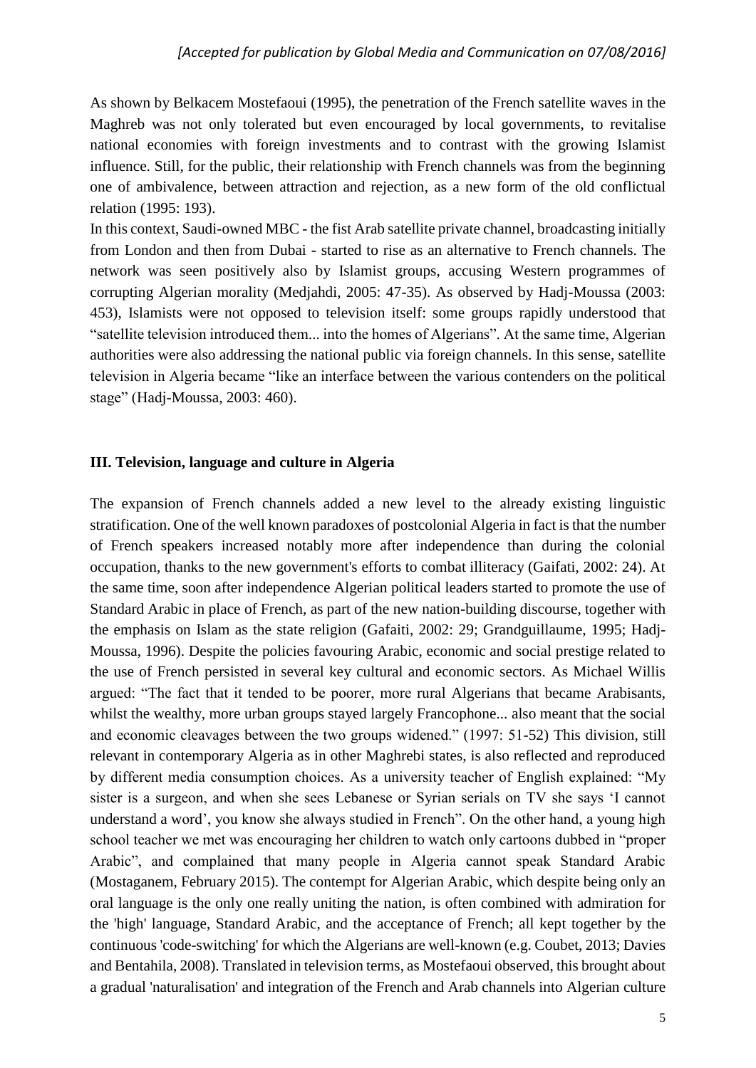As shown by Belkacem Mostefaoui (1995), the penetration of the French satellite waves in the Maghreb was not only tolerated but even encouraged by local governments, to revitalise national economies with foreign investments and to contrast with the growing Islamist influence. Still, for the public, their relationship with French channels was from the beginning one of ambivalence, between attraction and rejection, as a new form of the old conflictual relation (1995: 193).

In this context, Saudi-owned MBC - the fist Arab satellite private channel, broadcasting initially from London and then from Dubai - started to rise as an alternative to French channels. The network was seen positively also by Islamist groups, accusing Western programmes of corrupting Algerian morality (Medjahdi, 2005: 47-35). As observed by Hadj-Moussa (2003: 453), Islamists were not opposed to television itself: some groups rapidly understood that "satellite television introduced them... into the homes of Algerians". At the same time, Algerian authorities were also addressing the national public via foreign channels. In this sense, satellite television in Algeria became "like an interface between the various contenders on the political stage" (Hadj-Moussa, 2003: 460).

### III. Television, language and culture in Algeria

The expansion of French channels added a new level to the already existing linguistic stratification. One of the well known paradoxes of postcolonial Algeria in fact is that the number of French speakers increased notably more after independence than during the colonial occupation, thanks to the new government's efforts to combat illiteracy (Gaifati, 2002: 24). At the same time, soon after independence Algerian political leaders started to promote the use of Standard Arabic in place of French, as part of the new nation-building discourse, together with the emphasis on Islam as the state religion (Gafaiti, 2002: 29; Grandguillaume, 1995; Hadj-Moussa, 1996). Despite the policies favouring Arabic, economic and social prestige related to the use of French persisted in several key cultural and economic sectors. As Michael Willis argued: "The fact that it tended to be poorer, more rural Algerians that became Arabisants, whilst the wealthy, more urban groups stayed largely Francophone... also meant that the social and economic cleavages between the two groups widened." (1997: 51-52) This division, still relevant in contemporary Algeria as in other Maghrebi states, is also reflected and reproduced by different media consumption choices. As a university teacher of English explained: "My sister is a surgeon, and when she sees Lebanese or Syrian serials on TV she says 'I cannot understand a word', you know she always studied in French". On the other hand, a young high school teacher we met was encouraging her children to watch only cartoons dubbed in "proper Arabic", and complained that many people in Algeria cannot speak Standard Arabic (Mostaganem, February 2015). The contempt for Algerian Arabic, which despite being only an oral language is the only one really uniting the nation, is often combined with admiration for the 'high' language, Standard Arabic, and the acceptance of French; all kept together by the continuous 'code-switching' for which the Algerians are well-known (e.g. Coubet, 2013; Davies and Bentahila, 2008). Translated in television terms, as Mostefaoui observed, this brought about a gradual 'naturalisation' and integration of the French and Arab channels into Algerian culture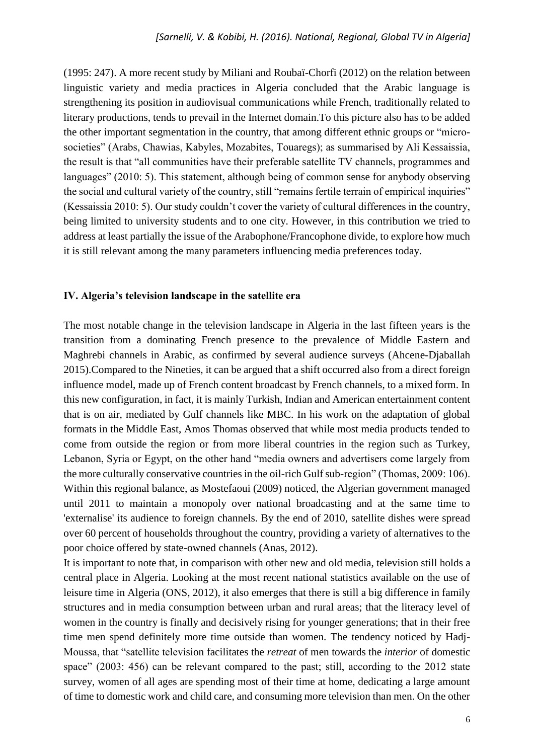(1995: 247). A more recent study by Miliani and Roubaï-Chorfi (2012) on the relation between linguistic variety and media practices in Algeria concluded that the Arabic language is strengthening its position in audiovisual communications while French, traditionally related to literary productions, tends to prevail in the Internet domain.To this picture also has to be added the other important segmentation in the country, that among different ethnic groups or "micro-societies" (Arabs, Chawias, Kabyles, Mozabites, Touaregs); as summarised by Ali Kessaissia, the result is that "all communities have their preferable satellite TV channels, programmes and languages" (2010: 5). This statement, although being of common sense for anybody observing the social and cultural variety of the country, still "remains fertile terrain of empirical inquiries" (Kessaissia 2010: 5). Our study couldn't cover the variety of cultural differences in the country, being limited to university students and to one city. However, in this contribution we tried to address at least partially the issue of the Arabophone/Francophone divide, to explore how much it is still relevant among the many parameters influencing media preferences today.

## IV. Algeria's television landscape in the satellite era

The most notable change in the television landscape in Algeria in the last fifteen years is the transition from a dominating French presence to the prevalence of Middle Eastern and Maghrebi channels in Arabic, as confirmed by several audience surveys (Ahcene-Djaballah 2015).Compared to the Nineties, it can be argued that a shift occurred also from a direct foreign influence model, made up of French content broadcast by French channels, to a mixed form. In this new configuration, in fact, it is mainly Turkish, Indian and American entertainment content that is on air, mediated by Gulf channels like MBC. In his work on the adaptation of global formats in the Middle East, Amos Thomas observed that while most media products tended to come from outside the region or from more liberal countries in the region such as Turkey, Lebanon, Syria or Egypt, on the other hand "media owners and advertisers come largely from the more culturally conservative countries in the oil-rich Gulf sub-region" (Thomas, 2009: 106). Within this regional balance, as Mostefaoui (2009) noticed, the Algerian government managed until 2011 to maintain a monopoly over national broadcasting and at the same time to 'externalise' its audience to foreign channels. By the end of 2010, satellite dishes were spread over 60 percent of households throughout the country, providing a variety of alternatives to the poor choice offered by state-owned channels (Anas, 2012).

It is important to note that, in comparison with other new and old media, television still holds a central place in Algeria. Looking at the most recent national statistics available on the use of leisure time in Algeria (ONS, 2012), it also emerges that there is still a big difference in family structures and in media consumption between urban and rural areas; that the literacy level of women in the country is finally and decisively rising for younger generations; that in their free time men spend definitely more time outside than women. The tendency noticed by Hadj-Moussa, that "satellite television facilitates the *retreat* of men towards the *interior* of domestic space" (2003: 456) can be relevant compared to the past; still, according to the 2012 state survey, women of all ages are spending most of their time at home, dedicating a large amount of time to domestic work and child care, and consuming more television than men. On the other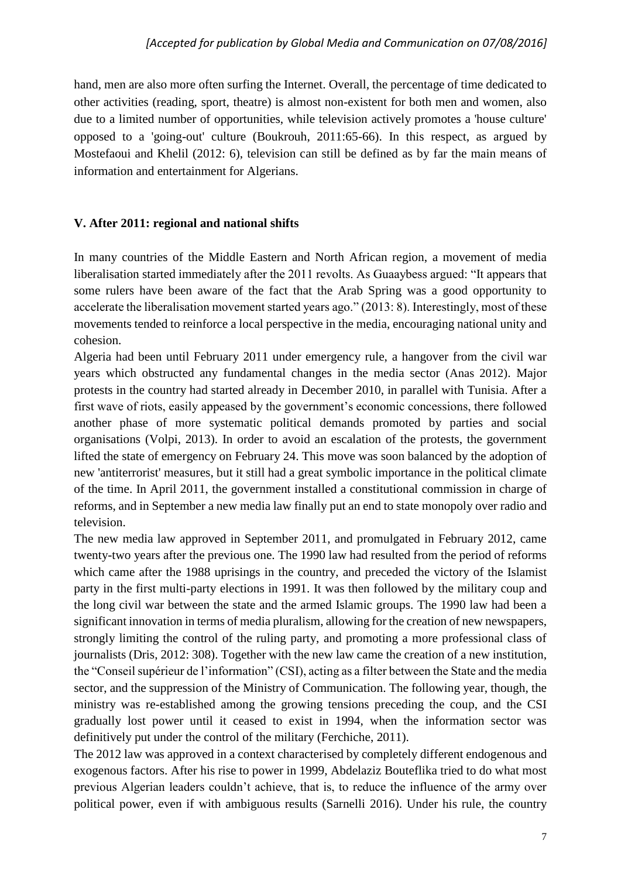hand, men are also more often surfing the Internet. Overall, the percentage of time dedicated to other activities (reading, sport, theatre) is almost non-existent for both men and women, also due to a limited number of opportunities, while television actively promotes a 'house culture' opposed to a 'going-out' culture (Boukrouh, 2011:65-66). In this respect, as argued by Mostefaoui and Khelil (2012: 6), television can still be defined as by far the main means of information and entertainment for Algerians.

## V. After 2011: regional and national shifts

In many countries of the Middle Eastern and North African region, a movement of media liberalisation started immediately after the 2011 revolts. As Guaaybess argued: "It appears that some rulers have been aware of the fact that the Arab Spring was a good opportunity to accelerate the liberalisation movement started years ago." (2013: 8). Interestingly, most of these movements tended to reinforce a local perspective in the media, encouraging national unity and cohesion.

Algeria had been until February 2011 under emergency rule, a hangover from the civil war years which obstructed any fundamental changes in the media sector (Anas 2012). Major protests in the country had started already in December 2010, in parallel with Tunisia. After a first wave of riots, easily appeased by the government's economic concessions, there followed another phase of more systematic political demands promoted by parties and social organisations (Volpi, 2013). In order to avoid an escalation of the protests, the government lifted the state of emergency on February 24. This move was soon balanced by the adoption of new 'antiterrorist' measures, but it still had a great symbolic importance in the political climate of the time. In April 2011, the government installed a constitutional commission in charge of reforms, and in September a new media law finally put an end to state monopoly over radio and television.

The new media law approved in September 2011, and promulgated in February 2012, came twenty-two years after the previous one. The 1990 law had resulted from the period of reforms which came after the 1988 uprisings in the country, and preceded the victory of the Islamist party in the first multi-party elections in 1991. It was then followed by the military coup and the long civil war between the state and the armed Islamic groups. The 1990 law had been a significant innovation in terms of media pluralism, allowing for the creation of new newspapers, strongly limiting the control of the ruling party, and promoting a more professional class of journalists (Dris, 2012: 308). Together with the new law came the creation of a new institution, the "Conseil supérieur de l'information" (CSI), acting as a filter between the State and the media sector, and the suppression of the Ministry of Communication. The following year, though, the ministry was re-established among the growing tensions preceding the coup, and the CSI gradually lost power until it ceased to exist in 1994, when the information sector was definitively put under the control of the military (Ferchiche, 2011).

The 2012 law was approved in a context characterised by completely different endogenous and exogenous factors. After his rise to power in 1999, Abdelaziz Bouteflika tried to do what most previous Algerian leaders couldn't achieve, that is, to reduce the influence of the army over political power, even if with ambiguous results (Sarnelli 2016). Under his rule, the country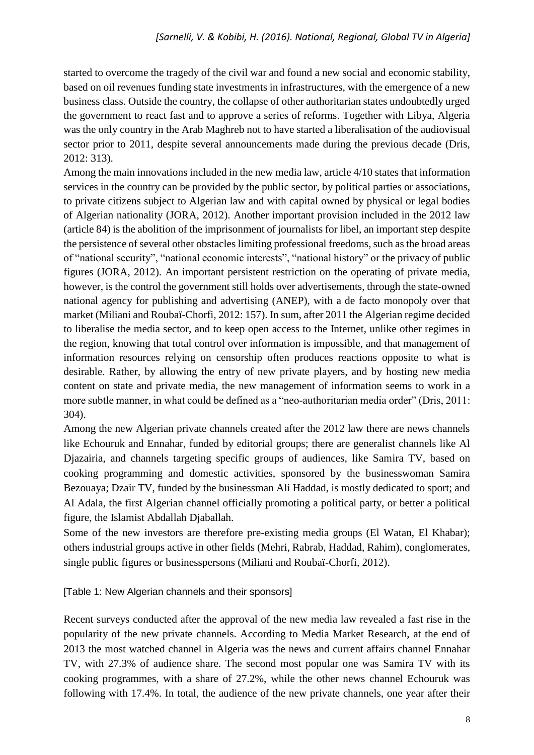started to overcome the tragedy of the civil war and found a new social and economic stability, based on oil revenues funding state investments in infrastructures, with the emergence of a new business class. Outside the country, the collapse of other authoritarian states undoubtedly urged the government to react fast and to approve a series of reforms. Together with Libya, Algeria was the only country in the Arab Maghreb not to have started a liberalisation of the audiovisual sector prior to 2011, despite several announcements made during the previous decade (Dris, 2012: 313).

Among the main innovations included in the new media law, article 4/10 states that information services in the country can be provided by the public sector, by political parties or associations, to private citizens subject to Algerian law and with capital owned by physical or legal bodies of Algerian nationality (JORA, 2012). Another important provision included in the 2012 law (article 84) is the abolition of the imprisonment of journalists for libel, an important step despite the persistence of several other obstacles limiting professional freedoms, such as the broad areas of "national security", "national economic interests", "national history" or the privacy of public figures (JORA, 2012). An important persistent restriction on the operating of private media, however, is the control the government still holds over advertisements, through the state-owned national agency for publishing and advertising (ANEP), with a de facto monopoly over that market (Miliani and Roubaï-Chorfi, 2012: 157). In sum, after 2011 the Algerian regime decided to liberalise the media sector, and to keep open access to the Internet, unlike other regimes in the region, knowing that total control over information is impossible, and that management of information resources relying on censorship often produces reactions opposite to what is desirable. Rather, by allowing the entry of new private players, and by hosting new media content on state and private media, the new management of information seems to work in a more subtle manner, in what could be defined as a "neo-authoritarian media order" (Dris, 2011: 304).

Among the new Algerian private channels created after the 2012 law there are news channels like Echouruk and Ennahar, funded by editorial groups; there are generalist channels like Al Djazairia, and channels targeting specific groups of audiences, like Samira TV, based on cooking programming and domestic activities, sponsored by the businesswoman Samira Bezouaya; Dzair TV, funded by the businessman Ali Haddad, is mostly dedicated to sport; and Al Adala, the first Algerian channel officially promoting a political party, or better a political figure, the Islamist Abdallah Djaballah.

Some of the new investors are therefore pre-existing media groups (El Watan, El Khabar); others industrial groups active in other fields (Mehri, Rabrab, Haddad, Rahim), conglomerates, single public figures or businesspersons (Miliani and Roubaï-Chorfi, 2012).

[Table 1: New Algerian channels and their sponsors]

Recent surveys conducted after the approval of the new media law revealed a fast rise in the popularity of the new private channels. According to Media Market Research, at the end of 2013 the most watched channel in Algeria was the news and current affairs channel Ennahar TV, with 27.3% of audience share. The second most popular one was Samira TV with its cooking programmes, with a share of 27.2%, while the other news channel Echouruk was following with 17.4%. In total, the audience of the new private channels, one year after their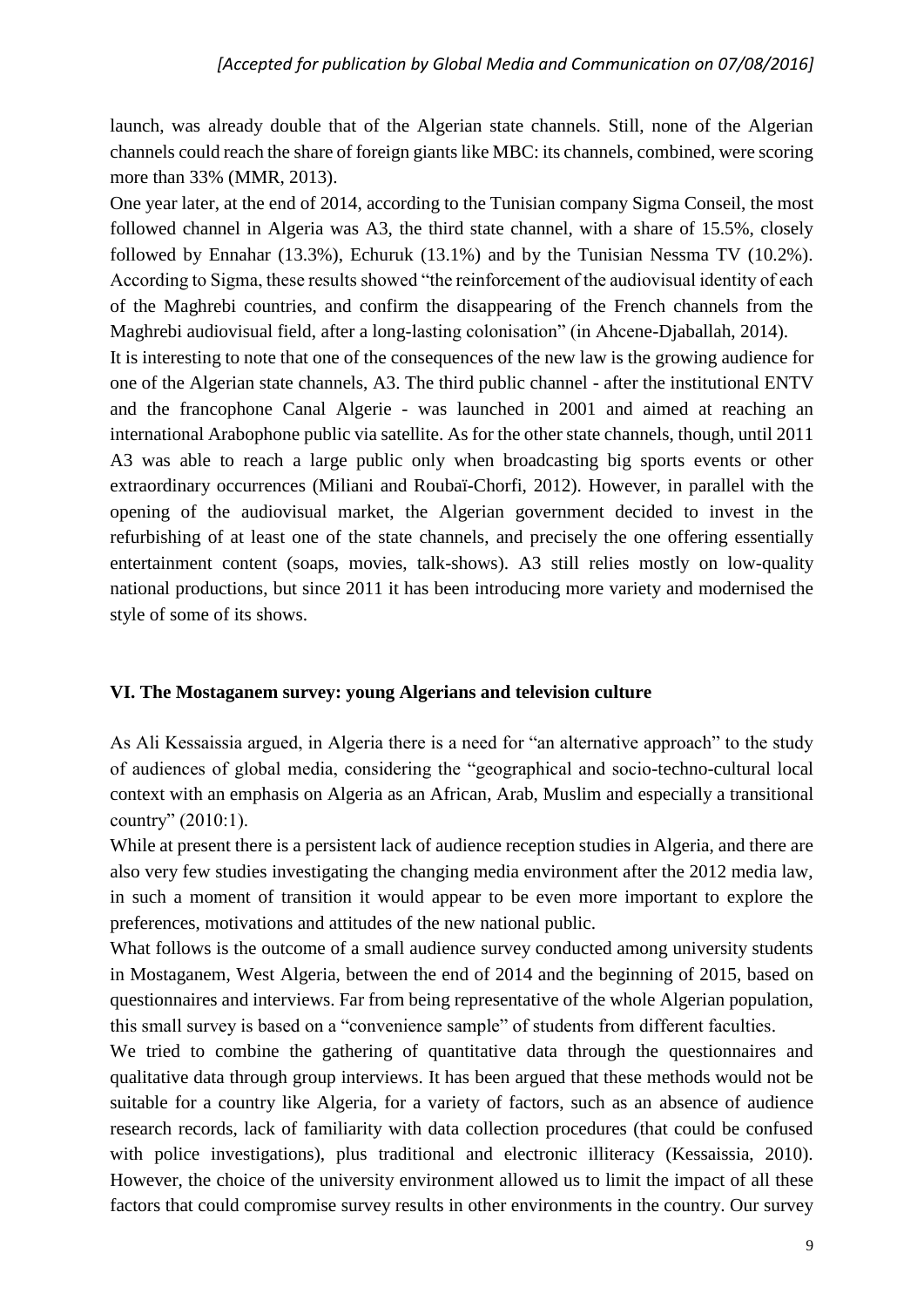launch, was already double that of the Algerian state channels. Still, none of the Algerian channels could reach the share of foreign giants like MBC: its channels, combined, were scoring more than 33% (MMR, 2013).

One year later, at the end of 2014, according to the Tunisian company Sigma Conseil, the most followed channel in Algeria was A3, the third state channel, with a share of 15.5%, closely followed by Ennahar (13.3%), Echuruk (13.1%) and by the Tunisian Nessma TV (10.2%). According to Sigma, these results showed "the reinforcement of the audiovisual identity of each of the Maghrebi countries, and confirm the disappearing of the French channels from the Maghrebi audiovisual field, after a long-lasting colonisation" (in Ahcene-Djaballah, 2014).

It is interesting to note that one of the consequences of the new law is the growing audience for one of the Algerian state channels, A3. The third public channel - after the institutional ENTV and the francophone Canal Algerie - was launched in 2001 and aimed at reaching an international Arabophone public via satellite. As for the other state channels, though, until 2011 A3 was able to reach a large public only when broadcasting big sports events or other extraordinary occurrences (Miliani and Roubaï-Chorfi, 2012). However, in parallel with the opening of the audiovisual market, the Algerian government decided to invest in the refurbishing of at least one of the state channels, and precisely the one offering essentially entertainment content (soaps, movies, talk-shows). A3 still relies mostly on low-quality national productions, but since 2011 it has been introducing more variety and modernised the style of some of its shows.

## VI. The Mostaganem survey: young Algerians and television culture

As Ali Kessaissia argued, in Algeria there is a need for "an alternative approach" to the study of audiences of global media, considering the "geographical and socio-techno-cultural local context with an emphasis on Algeria as an African, Arab, Muslim and especially a transitional country" (2010:1).

While at present there is a persistent lack of audience reception studies in Algeria, and there are also very few studies investigating the changing media environment after the 2012 media law, in such a moment of transition it would appear to be even more important to explore the preferences, motivations and attitudes of the new national public.

What follows is the outcome of a small audience survey conducted among university students in Mostaganem, West Algeria, between the end of 2014 and the beginning of 2015, based on questionnaires and interviews. Far from being representative of the whole Algerian population, this small survey is based on a "convenience sample" of students from different faculties.

We tried to combine the gathering of quantitative data through the questionnaires and qualitative data through group interviews. It has been argued that these methods would not be suitable for a country like Algeria, for a variety of factors, such as an absence of audience research records, lack of familiarity with data collection procedures (that could be confused with police investigations), plus traditional and electronic illiteracy (Kessaissia, 2010). However, the choice of the university environment allowed us to limit the impact of all these factors that could compromise survey results in other environments in the country. Our survey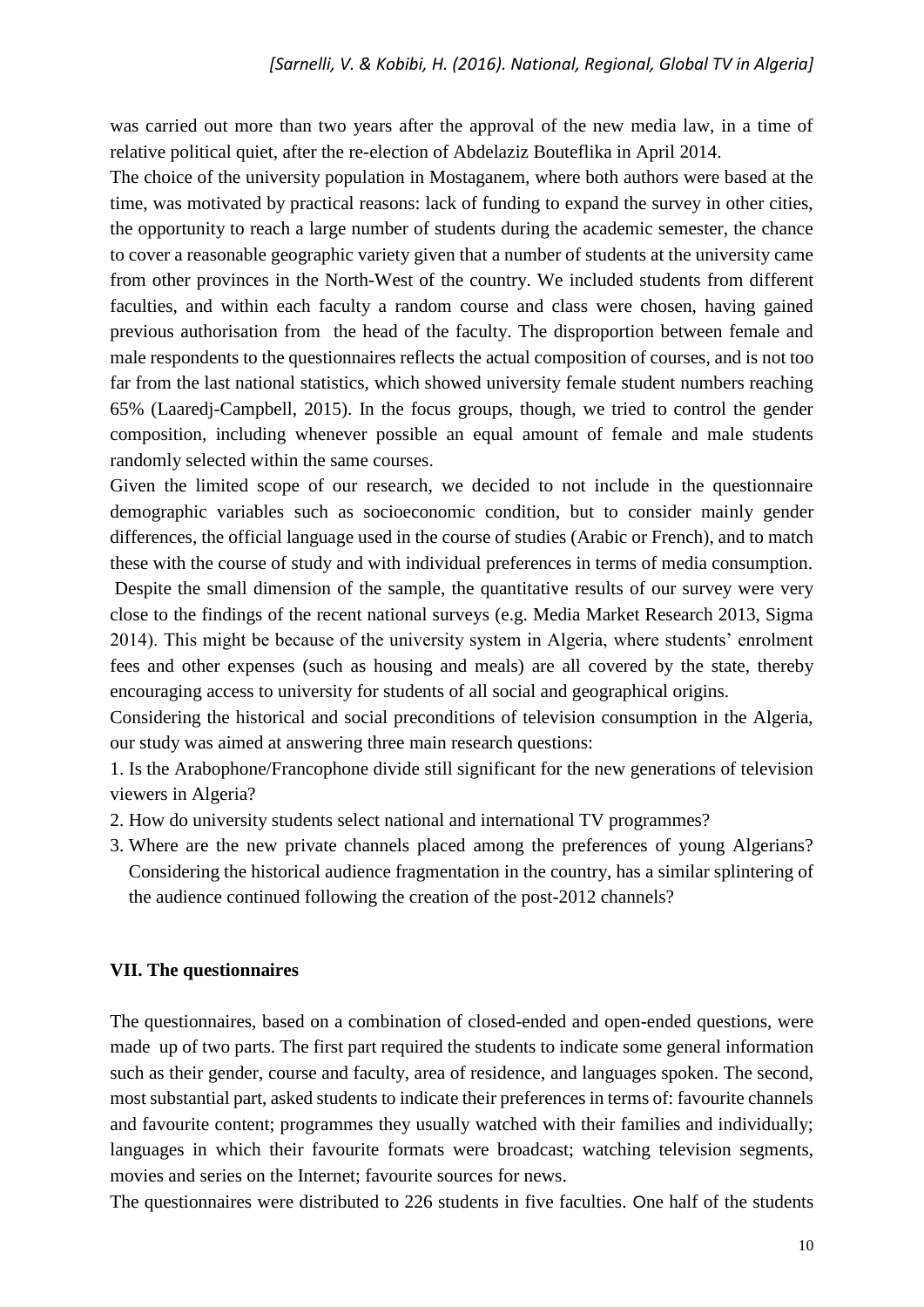was carried out more than two years after the approval of the new media law, in a time of relative political quiet, after the re-election of Abdelaziz Bouteflika in April 2014.

The choice of the university population in Mostaganem, where both authors were based at the time, was motivated by practical reasons: lack of funding to expand the survey in other cities, the opportunity to reach a large number of students during the academic semester, the chance to cover a reasonable geographic variety given that a number of students at the university came from other provinces in the North-West of the country. We included students from different faculties, and within each faculty a random course and class were chosen, having gained previous authorisation from the head of the faculty. The disproportion between female and male respondents to the questionnaires reflects the actual composition of courses, and is not too far from the last national statistics, which showed university female student numbers reaching 65% (Laaredj-Campbell, 2015). In the focus groups, though, we tried to control the gender composition, including whenever possible an equal amount of female and male students randomly selected within the same courses.

Given the limited scope of our research, we decided to not include in the questionnaire demographic variables such as socioeconomic condition, but to consider mainly gender differences, the official language used in the course of studies (Arabic or French), and to match these with the course of study and with individual preferences in terms of media consumption.

Despite the small dimension of the sample, the quantitative results of our survey were very close to the findings of the recent national surveys (e.g. Media Market Research 2013, Sigma 2014). This might be because of the university system in Algeria, where students' enrolment fees and other expenses (such as housing and meals) are all covered by the state, thereby encouraging access to university for students of all social and geographical origins.

Considering the historical and social preconditions of television consumption in the Algeria, our study was aimed at answering three main research questions:

1. Is the Arabophone/Francophone divide still significant for the new generations of television viewers in Algeria?
2. How do university students select national and international TV programmes?
3. Where are the new private channels placed among the preferences of young Algerians? Considering the historical audience fragmentation in the country, has a similar splintering of the audience continued following the creation of the post-2012 channels?

## VII. The questionnaires

The questionnaires, based on a combination of closed-ended and open-ended questions, were made up of two parts. The first part required the students to indicate some general information such as their gender, course and faculty, area of residence, and languages spoken. The second, most substantial part, asked students to indicate their preferences in terms of: favourite channels and favourite content; programmes they usually watched with their families and individually; languages in which their favourite formats were broadcast; watching television segments, movies and series on the Internet; favourite sources for news.

The questionnaires were distributed to 226 students in five faculties. One half of the students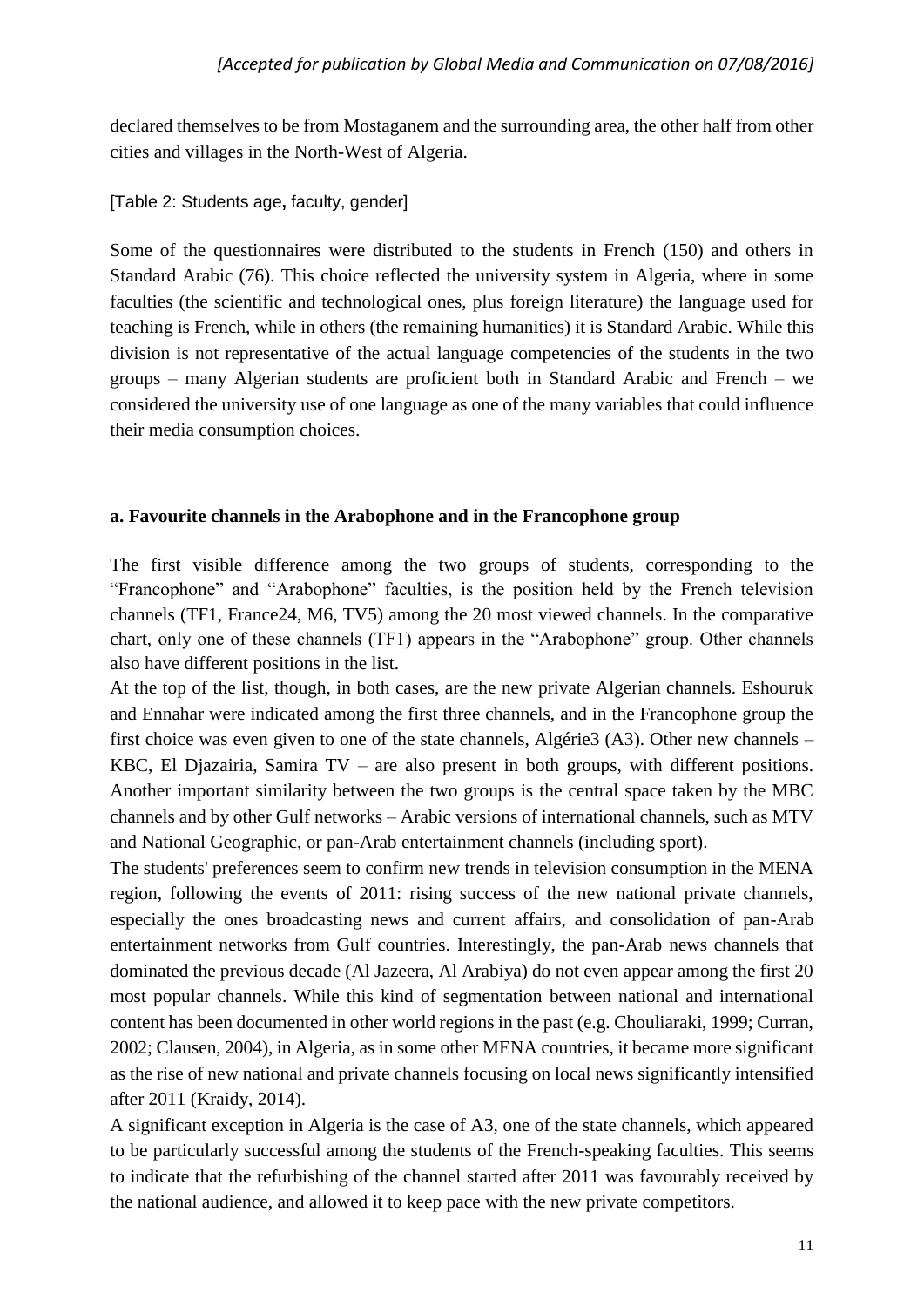declared themselves to be from Mostaganem and the surrounding area, the other half from other cities and villages in the North-West of Algeria.

[Table 2: Students age**,** faculty, gender]

Some of the questionnaires were distributed to the students in French (150) and others in Standard Arabic (76). This choice reflected the university system in Algeria, where in some faculties (the scientific and technological ones, plus foreign literature) the language used for teaching is French, while in others (the remaining humanities) it is Standard Arabic. While this division is not representative of the actual language competencies of the students in the two groups – many Algerian students are proficient both in Standard Arabic and French – we considered the university use of one language as one of the many variables that could influence their media consumption choices.

**a. Favourite channels in the Arabophone and in the Francophone group**

The first visible difference among the two groups of students, corresponding to the "Francophone" and "Arabophone" faculties, is the position held by the French television channels (TF1, France24, M6, TV5) among the 20 most viewed channels. In the comparative chart, only one of these channels (TF1) appears in the "Arabophone" group. Other channels also have different positions in the list.

At the top of the list, though, in both cases, are the new private Algerian channels. Eshouruk and Ennahar were indicated among the first three channels, and in the Francophone group the first choice was even given to one of the state channels, Algérie3 (A3). Other new channels – KBC, El Djazairia, Samira TV – are also present in both groups, with different positions. Another important similarity between the two groups is the central space taken by the MBC channels and by other Gulf networks – Arabic versions of international channels, such as MTV and National Geographic, or pan-Arab entertainment channels (including sport).

The students' preferences seem to confirm new trends in television consumption in the MENA region, following the events of 2011: rising success of the new national private channels, especially the ones broadcasting news and current affairs, and consolidation of pan-Arab entertainment networks from Gulf countries. Interestingly, the pan-Arab news channels that dominated the previous decade (Al Jazeera, Al Arabiya) do not even appear among the first 20 most popular channels. While this kind of segmentation between national and international content has been documented in other world regions in the past (e.g. Chouliaraki, 1999; Curran, 2002; Clausen, 2004), in Algeria, as in some other MENA countries, it became more significant as the rise of new national and private channels focusing on local news significantly intensified after 2011 (Kraidy, 2014).

A significant exception in Algeria is the case of A3, one of the state channels, which appeared to be particularly successful among the students of the French-speaking faculties. This seems to indicate that the refurbishing of the channel started after 2011 was favourably received by the national audience, and allowed it to keep pace with the new private competitors.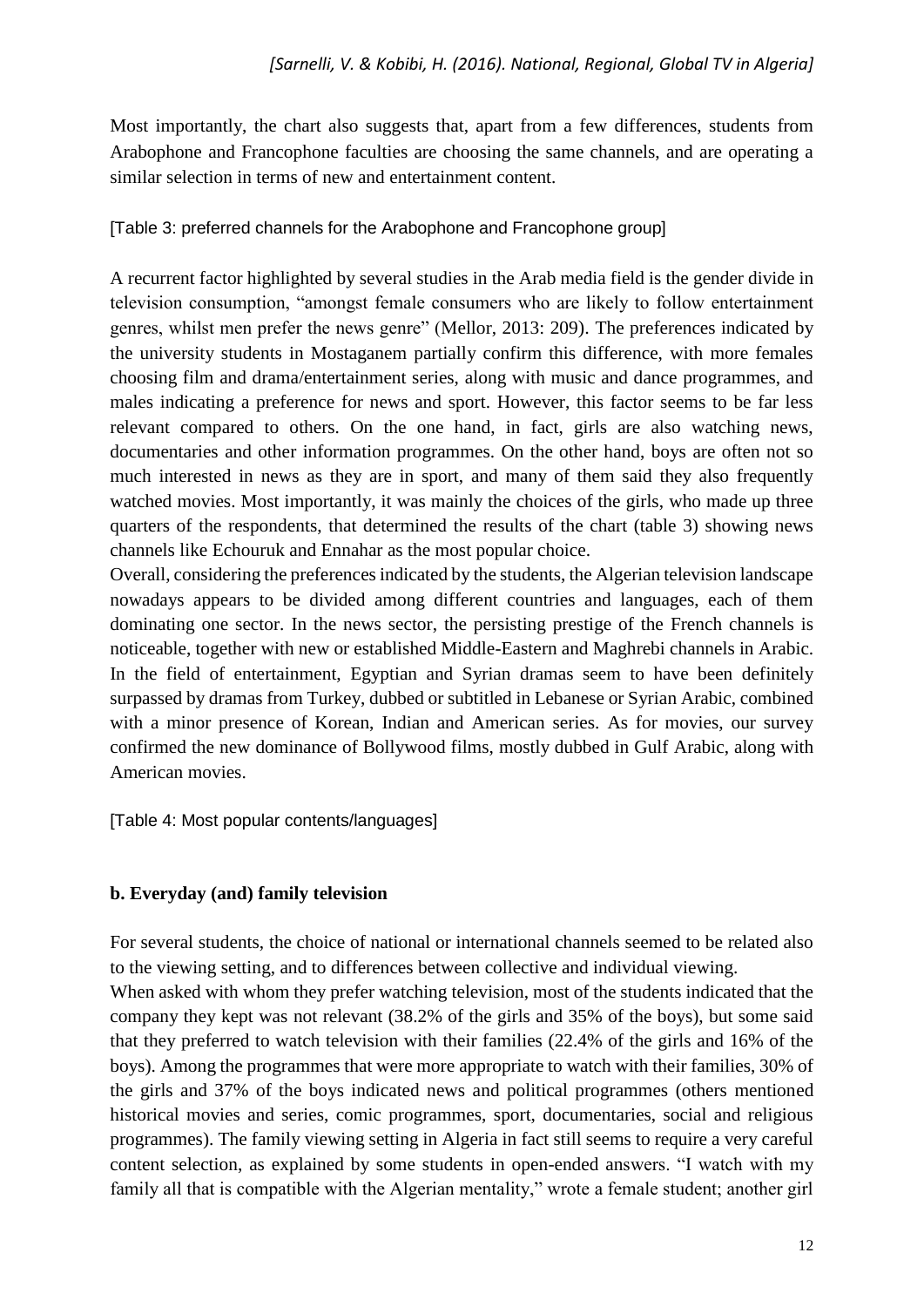Most importantly, the chart also suggests that, apart from a few differences, students from Arabophone and Francophone faculties are choosing the same channels, and are operating a similar selection in terms of new and entertainment content.

[Table 3: preferred channels for the Arabophone and Francophone group]

A recurrent factor highlighted by several studies in the Arab media field is the gender divide in television consumption, "amongst female consumers who are likely to follow entertainment genres, whilst men prefer the news genre" (Mellor, 2013: 209). The preferences indicated by the university students in Mostaganem partially confirm this difference, with more females choosing film and drama/entertainment series, along with music and dance programmes, and males indicating a preference for news and sport. However, this factor seems to be far less relevant compared to others. On the one hand, in fact, girls are also watching news, documentaries and other information programmes. On the other hand, boys are often not so much interested in news as they are in sport, and many of them said they also frequently watched movies. Most importantly, it was mainly the choices of the girls, who made up three quarters of the respondents, that determined the results of the chart (table 3) showing news channels like Echouruk and Ennahar as the most popular choice.

Overall, considering the preferences indicated by the students, the Algerian television landscape nowadays appears to be divided among different countries and languages, each of them dominating one sector. In the news sector, the persisting prestige of the French channels is noticeable, together with new or established Middle-Eastern and Maghrebi channels in Arabic. In the field of entertainment, Egyptian and Syrian dramas seem to have been definitely surpassed by dramas from Turkey, dubbed or subtitled in Lebanese or Syrian Arabic, combined with a minor presence of Korean, Indian and American series. As for movies, our survey confirmed the new dominance of Bollywood films, mostly dubbed in Gulf Arabic, along with American movies.

[Table 4: Most popular contents/languages]

### b. Everyday (and) family television

For several students, the choice of national or international channels seemed to be related also to the viewing setting, and to differences between collective and individual viewing.

When asked with whom they prefer watching television, most of the students indicated that the company they kept was not relevant (38.2% of the girls and 35% of the boys), but some said that they preferred to watch television with their families (22.4% of the girls and 16% of the boys). Among the programmes that were more appropriate to watch with their families, 30% of the girls and 37% of the boys indicated news and political programmes (others mentioned historical movies and series, comic programmes, sport, documentaries, social and religious programmes). The family viewing setting in Algeria in fact still seems to require a very careful content selection, as explained by some students in open-ended answers. "I watch with my family all that is compatible with the Algerian mentality," wrote a female student; another girl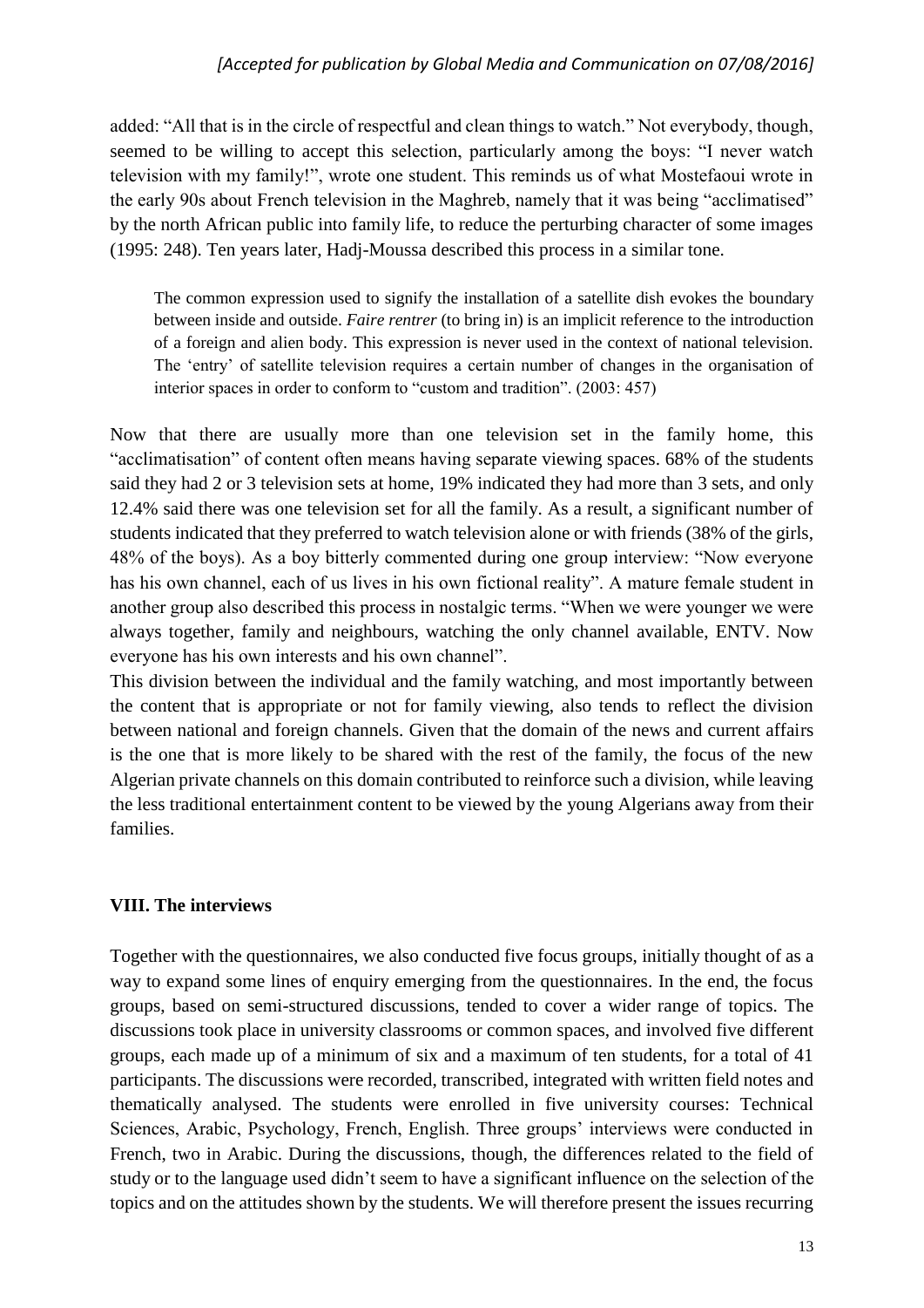added: "All that is in the circle of respectful and clean things to watch." Not everybody, though, seemed to be willing to accept this selection, particularly among the boys: "I never watch television with my family!", wrote one student. This reminds us of what Mostefaoui wrote in the early 90s about French television in the Maghreb, namely that it was being "acclimatised" by the north African public into family life, to reduce the perturbing character of some images (1995: 248). Ten years later, Hadj-Moussa described this process in a similar tone.

> The common expression used to signify the installation of a satellite dish evokes the boundary between inside and outside. *Faire rentrer* (to bring in) is an implicit reference to the introduction of a foreign and alien body. This expression is never used in the context of national television. The 'entry' of satellite television requires a certain number of changes in the organisation of interior spaces in order to conform to "custom and tradition". (2003: 457)

Now that there are usually more than one television set in the family home, this "acclimatisation" of content often means having separate viewing spaces. 68% of the students said they had 2 or 3 television sets at home, 19% indicated they had more than 3 sets, and only 12.4% said there was one television set for all the family. As a result, a significant number of students indicated that they preferred to watch television alone or with friends (38% of the girls, 48% of the boys). As a boy bitterly commented during one group interview: "Now everyone has his own channel, each of us lives in his own fictional reality". A mature female student in another group also described this process in nostalgic terms. "When we were younger we were always together, family and neighbours, watching the only channel available, ENTV. Now everyone has his own interests and his own channel".

This division between the individual and the family watching, and most importantly between the content that is appropriate or not for family viewing, also tends to reflect the division between national and foreign channels. Given that the domain of the news and current affairs is the one that is more likely to be shared with the rest of the family, the focus of the new Algerian private channels on this domain contributed to reinforce such a division, while leaving the less traditional entertainment content to be viewed by the young Algerians away from their families.

## VIII. The interviews

Together with the questionnaires, we also conducted five focus groups, initially thought of as a way to expand some lines of enquiry emerging from the questionnaires. In the end, the focus groups, based on semi-structured discussions, tended to cover a wider range of topics. The discussions took place in university classrooms or common spaces, and involved five different groups, each made up of a minimum of six and a maximum of ten students, for a total of 41 participants. The discussions were recorded, transcribed, integrated with written field notes and thematically analysed. The students were enrolled in five university courses: Technical Sciences, Arabic, Psychology, French, English. Three groups' interviews were conducted in French, two in Arabic. During the discussions, though, the differences related to the field of study or to the language used didn't seem to have a significant influence on the selection of the topics and on the attitudes shown by the students. We will therefore present the issues recurring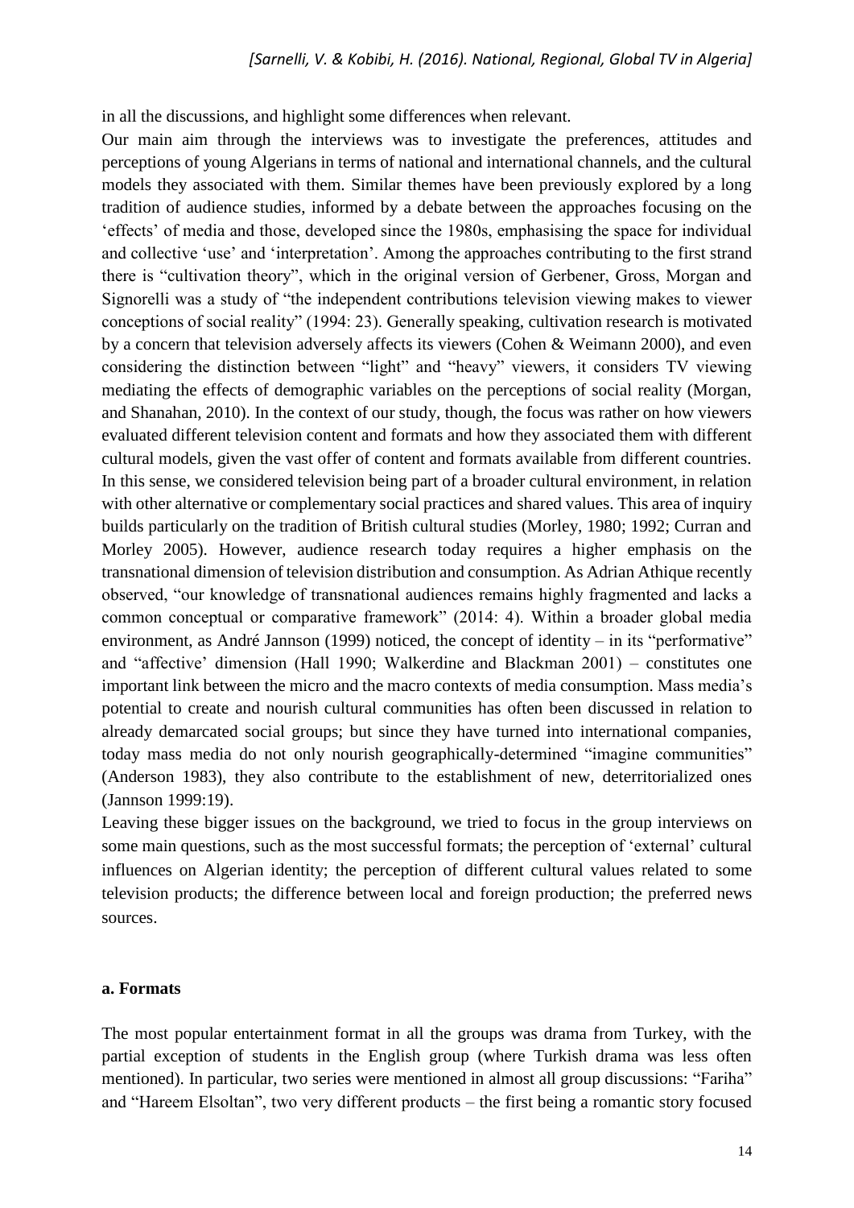in all the discussions, and highlight some differences when relevant.

Our main aim through the interviews was to investigate the preferences, attitudes and perceptions of young Algerians in terms of national and international channels, and the cultural models they associated with them. Similar themes have been previously explored by a long tradition of audience studies, informed by a debate between the approaches focusing on the 'effects' of media and those, developed since the 1980s, emphasising the space for individual and collective 'use' and 'interpretation'. Among the approaches contributing to the first strand there is "cultivation theory", which in the original version of Gerbener, Gross, Morgan and Signorelli was a study of "the independent contributions television viewing makes to viewer conceptions of social reality" (1994: 23). Generally speaking, cultivation research is motivated by a concern that television adversely affects its viewers (Cohen & Weimann 2000), and even considering the distinction between "light" and "heavy" viewers, it considers TV viewing mediating the effects of demographic variables on the perceptions of social reality (Morgan, and Shanahan, 2010). In the context of our study, though, the focus was rather on how viewers evaluated different television content and formats and how they associated them with different cultural models, given the vast offer of content and formats available from different countries. In this sense, we considered television being part of a broader cultural environment, in relation with other alternative or complementary social practices and shared values. This area of inquiry builds particularly on the tradition of British cultural studies (Morley, 1980; 1992; Curran and Morley 2005). However, audience research today requires a higher emphasis on the transnational dimension of television distribution and consumption. As Adrian Athique recently observed, "our knowledge of transnational audiences remains highly fragmented and lacks a common conceptual or comparative framework" (2014: 4). Within a broader global media environment, as André Jannson (1999) noticed, the concept of identity – in its "performative" and "affective' dimension (Hall 1990; Walkerdine and Blackman 2001) – constitutes one important link between the micro and the macro contexts of media consumption. Mass media's potential to create and nourish cultural communities has often been discussed in relation to already demarcated social groups; but since they have turned into international companies, today mass media do not only nourish geographically-determined "imagine communities" (Anderson 1983), they also contribute to the establishment of new, deterritorialized ones (Jannson 1999:19).

Leaving these bigger issues on the background, we tried to focus in the group interviews on some main questions, such as the most successful formats; the perception of 'external' cultural influences on Algerian identity; the perception of different cultural values related to some television products; the difference between local and foreign production; the preferred news sources.

#### a. Formats

The most popular entertainment format in all the groups was drama from Turkey, with the partial exception of students in the English group (where Turkish drama was less often mentioned). In particular, two series were mentioned in almost all group discussions: "Fariha" and "Hareem Elsoltan", two very different products – the first being a romantic story focused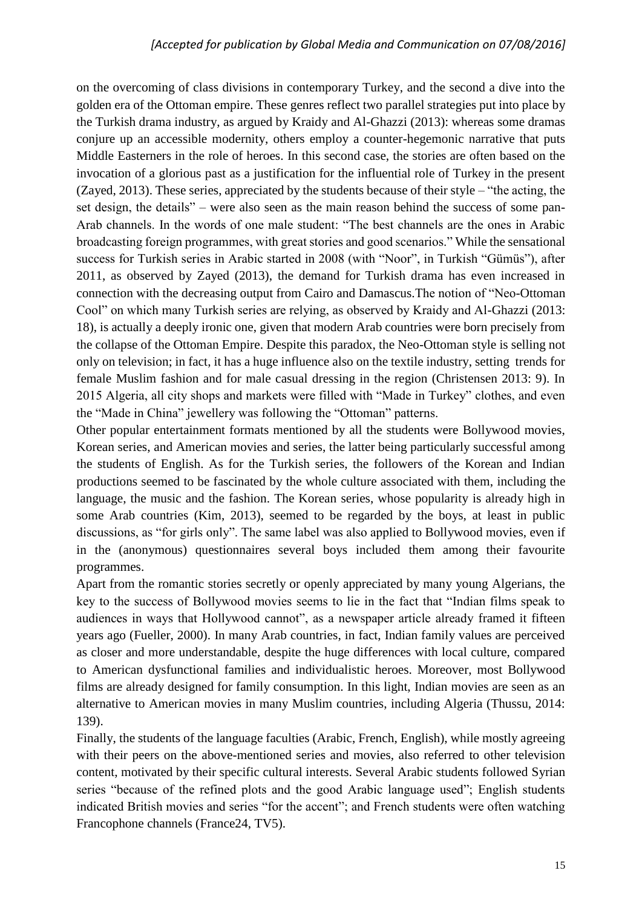on the overcoming of class divisions in contemporary Turkey, and the second a dive into the golden era of the Ottoman empire. These genres reflect two parallel strategies put into place by the Turkish drama industry, as argued by Kraidy and Al-Ghazzi (2013): whereas some dramas conjure up an accessible modernity, others employ a counter-hegemonic narrative that puts Middle Easterners in the role of heroes. In this second case, the stories are often based on the invocation of a glorious past as a justification for the influential role of Turkey in the present (Zayed, 2013). These series, appreciated by the students because of their style – "the acting, the set design, the details" – were also seen as the main reason behind the success of some pan-Arab channels. In the words of one male student: "The best channels are the ones in Arabic broadcasting foreign programmes, with great stories and good scenarios." While the sensational success for Turkish series in Arabic started in 2008 (with "Noor", in Turkish "Gümüs"), after 2011, as observed by Zayed (2013), the demand for Turkish drama has even increased in connection with the decreasing output from Cairo and Damascus.The notion of "Neo-Ottoman Cool" on which many Turkish series are relying, as observed by Kraidy and Al-Ghazzi (2013: 18), is actually a deeply ironic one, given that modern Arab countries were born precisely from the collapse of the Ottoman Empire. Despite this paradox, the Neo-Ottoman style is selling not only on television; in fact, it has a huge influence also on the textile industry, setting trends for female Muslim fashion and for male casual dressing in the region (Christensen 2013: 9). In 2015 Algeria, all city shops and markets were filled with "Made in Turkey" clothes, and even the "Made in China" jewellery was following the "Ottoman" patterns.

Other popular entertainment formats mentioned by all the students were Bollywood movies, Korean series, and American movies and series, the latter being particularly successful among the students of English. As for the Turkish series, the followers of the Korean and Indian productions seemed to be fascinated by the whole culture associated with them, including the language, the music and the fashion. The Korean series, whose popularity is already high in some Arab countries (Kim, 2013), seemed to be regarded by the boys, at least in public discussions, as "for girls only". The same label was also applied to Bollywood movies, even if in the (anonymous) questionnaires several boys included them among their favourite programmes.

Apart from the romantic stories secretly or openly appreciated by many young Algerians, the key to the success of Bollywood movies seems to lie in the fact that "Indian films speak to audiences in ways that Hollywood cannot", as a newspaper article already framed it fifteen years ago (Fueller, 2000). In many Arab countries, in fact, Indian family values are perceived as closer and more understandable, despite the huge differences with local culture, compared to American dysfunctional families and individualistic heroes. Moreover, most Bollywood films are already designed for family consumption. In this light, Indian movies are seen as an alternative to American movies in many Muslim countries, including Algeria (Thussu, 2014: 139).

Finally, the students of the language faculties (Arabic, French, English), while mostly agreeing with their peers on the above-mentioned series and movies, also referred to other television content, motivated by their specific cultural interests. Several Arabic students followed Syrian series "because of the refined plots and the good Arabic language used"; English students indicated British movies and series "for the accent"; and French students were often watching Francophone channels (France24, TV5).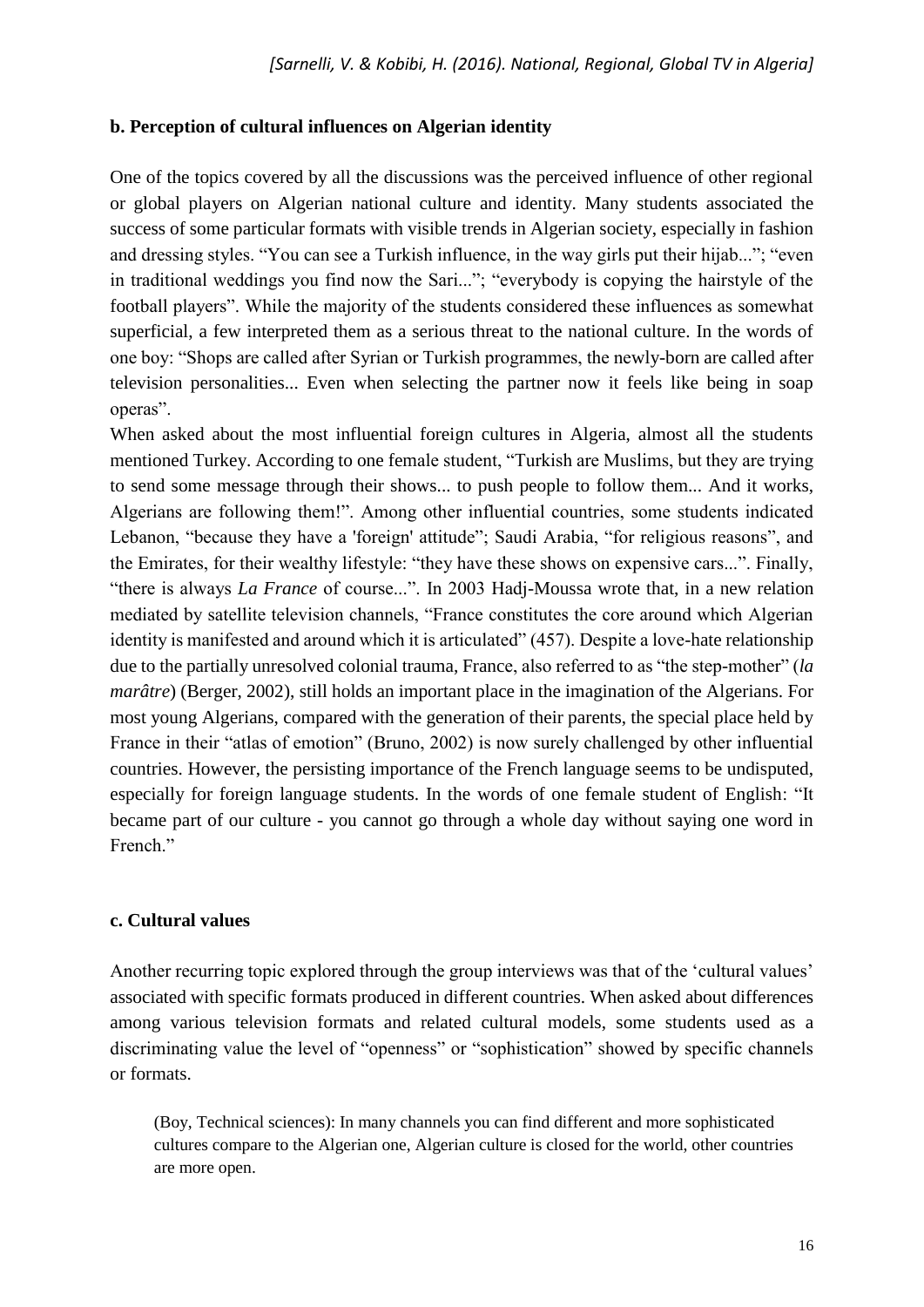**b. Perception of cultural influences on Algerian identity**

One of the topics covered by all the discussions was the perceived influence of other regional or global players on Algerian national culture and identity. Many students associated the success of some particular formats with visible trends in Algerian society, especially in fashion and dressing styles. "You can see a Turkish influence, in the way girls put their hijab..."; "even in traditional weddings you find now the Sari..."; "everybody is copying the hairstyle of the football players". While the majority of the students considered these influences as somewhat superficial, a few interpreted them as a serious threat to the national culture. In the words of one boy: "Shops are called after Syrian or Turkish programmes, the newly-born are called after television personalities... Even when selecting the partner now it feels like being in soap operas".

When asked about the most influential foreign cultures in Algeria, almost all the students mentioned Turkey. According to one female student, "Turkish are Muslims, but they are trying to send some message through their shows... to push people to follow them... And it works, Algerians are following them!". Among other influential countries, some students indicated Lebanon, "because they have a 'foreign' attitude"; Saudi Arabia, "for religious reasons", and the Emirates, for their wealthy lifestyle: "they have these shows on expensive cars...". Finally, "there is always *La France* of course...". In 2003 Hadj-Moussa wrote that, in a new relation mediated by satellite television channels, "France constitutes the core around which Algerian identity is manifested and around which it is articulated" (457). Despite a love-hate relationship due to the partially unresolved colonial trauma, France, also referred to as "the step-mother" (*la marâtre*) (Berger, 2002), still holds an important place in the imagination of the Algerians. For most young Algerians, compared with the generation of their parents, the special place held by France in their "atlas of emotion" (Bruno, 2002) is now surely challenged by other influential countries. However, the persisting importance of the French language seems to be undisputed, especially for foreign language students. In the words of one female student of English: "It became part of our culture - you cannot go through a whole day without saying one word in French."

**c. Cultural values**

Another recurring topic explored through the group interviews was that of the 'cultural values' associated with specific formats produced in different countries. When asked about differences among various television formats and related cultural models, some students used as a discriminating value the level of "openness" or "sophistication" showed by specific channels or formats.

> (Boy, Technical sciences): In many channels you can find different and more sophisticated cultures compare to the Algerian one, Algerian culture is closed for the world, other countries are more open.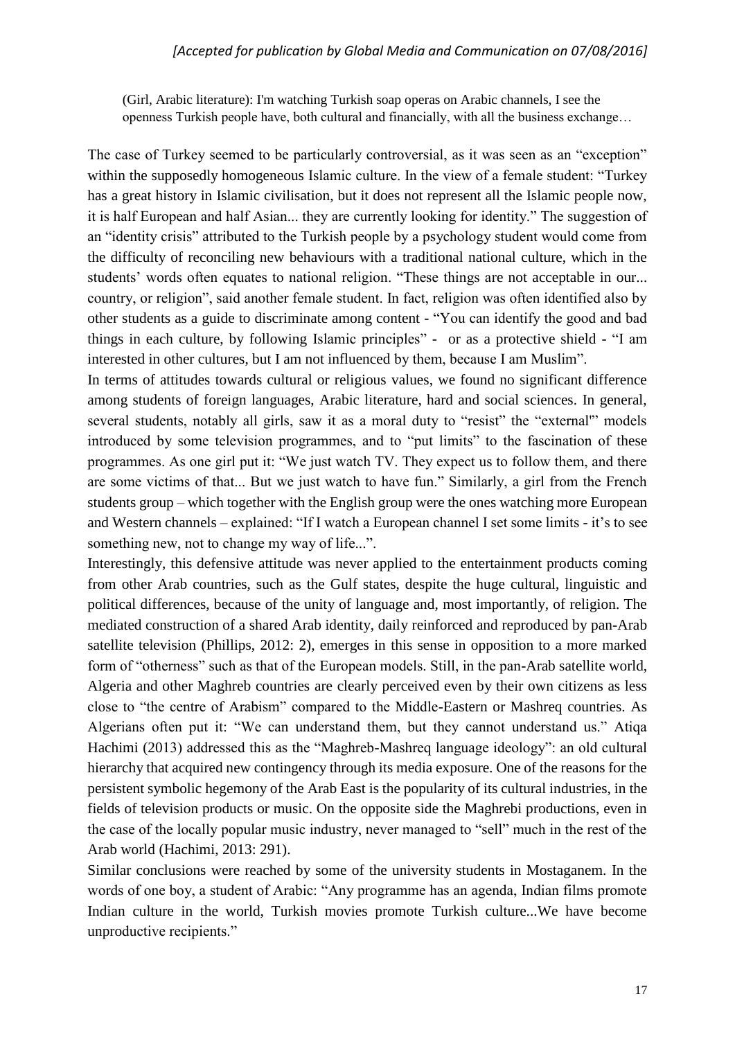(Girl, Arabic literature): I'm watching Turkish soap operas on Arabic channels, I see the openness Turkish people have, both cultural and financially, with all the business exchange…

The case of Turkey seemed to be particularly controversial, as it was seen as an "exception" within the supposedly homogeneous Islamic culture. In the view of a female student: "Turkey has a great history in Islamic civilisation, but it does not represent all the Islamic people now, it is half European and half Asian... they are currently looking for identity." The suggestion of an "identity crisis" attributed to the Turkish people by a psychology student would come from the difficulty of reconciling new behaviours with a traditional national culture, which in the students' words often equates to national religion. "These things are not acceptable in our... country, or religion", said another female student. In fact, religion was often identified also by other students as a guide to discriminate among content - "You can identify the good and bad things in each culture, by following Islamic principles" - or as a protective shield - "I am interested in other cultures, but I am not influenced by them, because I am Muslim".

In terms of attitudes towards cultural or religious values, we found no significant difference among students of foreign languages, Arabic literature, hard and social sciences. In general, several students, notably all girls, saw it as a moral duty to "resist" the "external'" models introduced by some television programmes, and to "put limits" to the fascination of these programmes. As one girl put it: "We just watch TV. They expect us to follow them, and there are some victims of that... But we just watch to have fun." Similarly, a girl from the French students group – which together with the English group were the ones watching more European and Western channels – explained: "If I watch a European channel I set some limits - it's to see something new, not to change my way of life...".

Interestingly, this defensive attitude was never applied to the entertainment products coming from other Arab countries, such as the Gulf states, despite the huge cultural, linguistic and political differences, because of the unity of language and, most importantly, of religion. The mediated construction of a shared Arab identity, daily reinforced and reproduced by pan-Arab satellite television (Phillips, 2012: 2), emerges in this sense in opposition to a more marked form of "otherness" such as that of the European models. Still, in the pan-Arab satellite world, Algeria and other Maghreb countries are clearly perceived even by their own citizens as less close to "the centre of Arabism" compared to the Middle-Eastern or Mashreq countries. As Algerians often put it: "We can understand them, but they cannot understand us." Atiqa Hachimi (2013) addressed this as the "Maghreb-Mashreq language ideology": an old cultural hierarchy that acquired new contingency through its media exposure. One of the reasons for the persistent symbolic hegemony of the Arab East is the popularity of its cultural industries, in the fields of television products or music. On the opposite side the Maghrebi productions, even in the case of the locally popular music industry, never managed to "sell" much in the rest of the Arab world (Hachimi, 2013: 291).

Similar conclusions were reached by some of the university students in Mostaganem. In the words of one boy, a student of Arabic: "Any programme has an agenda, Indian films promote Indian culture in the world, Turkish movies promote Turkish culture...We have become unproductive recipients."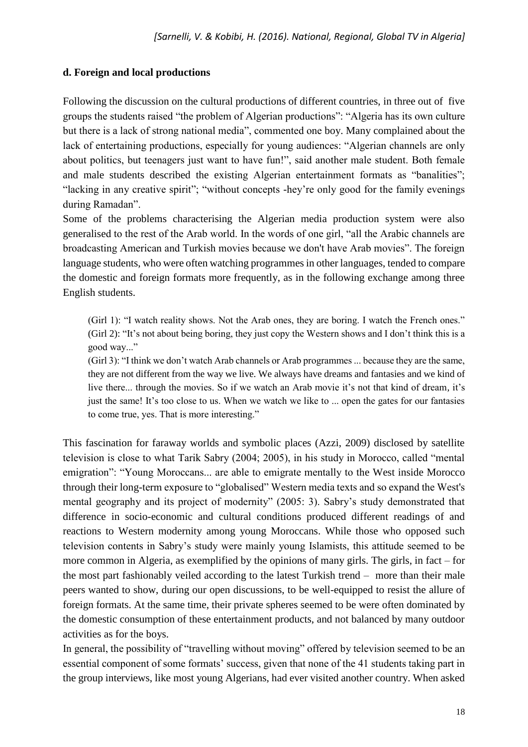### d. Foreign and local productions

Following the discussion on the cultural productions of different countries, in three out of five groups the students raised "the problem of Algerian productions": "Algeria has its own culture but there is a lack of strong national media", commented one boy. Many complained about the lack of entertaining productions, especially for young audiences: "Algerian channels are only about politics, but teenagers just want to have fun!", said another male student. Both female and male students described the existing Algerian entertainment formats as "banalities"; "lacking in any creative spirit"; "without concepts -hey're only good for the family evenings during Ramadan".

Some of the problems characterising the Algerian media production system were also generalised to the rest of the Arab world. In the words of one girl, "all the Arabic channels are broadcasting American and Turkish movies because we don't have Arab movies". The foreign language students, who were often watching programmes in other languages, tended to compare the domestic and foreign formats more frequently, as in the following exchange among three English students.

> (Girl 1): "I watch reality shows. Not the Arab ones, they are boring. I watch the French ones."
> (Girl 2): "It's not about being boring, they just copy the Western shows and I don't think this is a good way..."
> (Girl 3): "I think we don't watch Arab channels or Arab programmes ... because they are the same, they are not different from the way we live. We always have dreams and fantasies and we kind of live there... through the movies. So if we watch an Arab movie it's not that kind of dream, it's just the same! It's too close to us. When we watch we like to ... open the gates for our fantasies to come true, yes. That is more interesting."

This fascination for faraway worlds and symbolic places (Azzi, 2009) disclosed by satellite television is close to what Tarik Sabry (2004; 2005), in his study in Morocco, called "mental emigration": "Young Moroccans... are able to emigrate mentally to the West inside Morocco through their long-term exposure to "globalised" Western media texts and so expand the West's mental geography and its project of modernity" (2005: 3). Sabry's study demonstrated that difference in socio-economic and cultural conditions produced different readings of and reactions to Western modernity among young Moroccans. While those who opposed such television contents in Sabry's study were mainly young Islamists, this attitude seemed to be more common in Algeria, as exemplified by the opinions of many girls. The girls, in fact – for the most part fashionably veiled according to the latest Turkish trend – more than their male peers wanted to show, during our open discussions, to be well-equipped to resist the allure of foreign formats. At the same time, their private spheres seemed to be were often dominated by the domestic consumption of these entertainment products, and not balanced by many outdoor activities as for the boys.

In general, the possibility of "travelling without moving" offered by television seemed to be an essential component of some formats' success, given that none of the 41 students taking part in the group interviews, like most young Algerians, had ever visited another country. When asked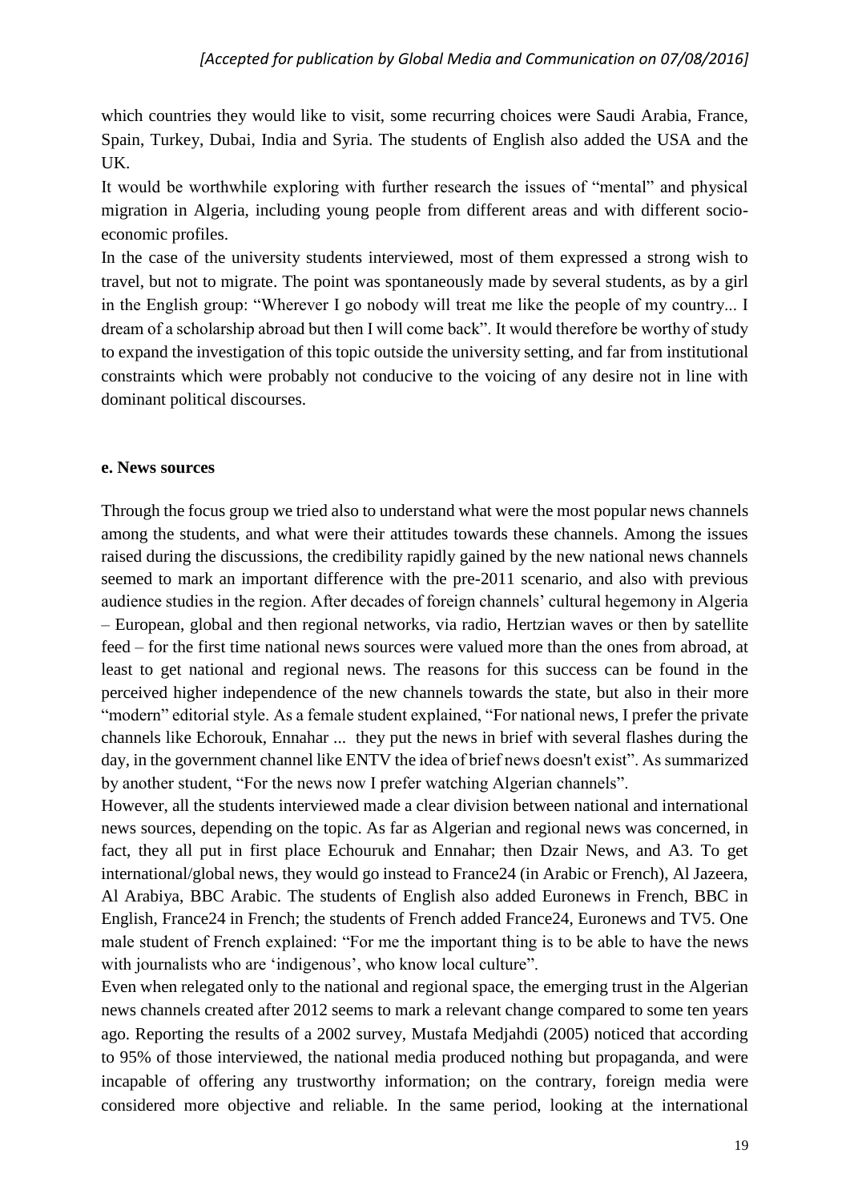which countries they would like to visit, some recurring choices were Saudi Arabia, France, Spain, Turkey, Dubai, India and Syria. The students of English also added the USA and the UK.

It would be worthwhile exploring with further research the issues of "mental" and physical migration in Algeria, including young people from different areas and with different socio-economic profiles.

In the case of the university students interviewed, most of them expressed a strong wish to travel, but not to migrate. The point was spontaneously made by several students, as by a girl in the English group: "Wherever I go nobody will treat me like the people of my country... I dream of a scholarship abroad but then I will come back". It would therefore be worthy of study to expand the investigation of this topic outside the university setting, and far from institutional constraints which were probably not conducive to the voicing of any desire not in line with dominant political discourses.

#### e. News sources

Through the focus group we tried also to understand what were the most popular news channels among the students, and what were their attitudes towards these channels. Among the issues raised during the discussions, the credibility rapidly gained by the new national news channels seemed to mark an important difference with the pre-2011 scenario, and also with previous audience studies in the region. After decades of foreign channels' cultural hegemony in Algeria – European, global and then regional networks, via radio, Hertzian waves or then by satellite feed – for the first time national news sources were valued more than the ones from abroad, at least to get national and regional news. The reasons for this success can be found in the perceived higher independence of the new channels towards the state, but also in their more "modern" editorial style. As a female student explained, "For national news, I prefer the private channels like Echorouk, Ennahar ... they put the news in brief with several flashes during the day, in the government channel like ENTV the idea of brief news doesn't exist". As summarized by another student, "For the news now I prefer watching Algerian channels".

However, all the students interviewed made a clear division between national and international news sources, depending on the topic. As far as Algerian and regional news was concerned, in fact, they all put in first place Echouruk and Ennahar; then Dzair News, and A3. To get international/global news, they would go instead to France24 (in Arabic or French), Al Jazeera, Al Arabiya, BBC Arabic. The students of English also added Euronews in French, BBC in English, France24 in French; the students of French added France24, Euronews and TV5. One male student of French explained: "For me the important thing is to be able to have the news with journalists who are 'indigenous', who know local culture".

Even when relegated only to the national and regional space, the emerging trust in the Algerian news channels created after 2012 seems to mark a relevant change compared to some ten years ago. Reporting the results of a 2002 survey, Mustafa Medjahdi (2005) noticed that according to 95% of those interviewed, the national media produced nothing but propaganda, and were incapable of offering any trustworthy information; on the contrary, foreign media were considered more objective and reliable. In the same period, looking at the international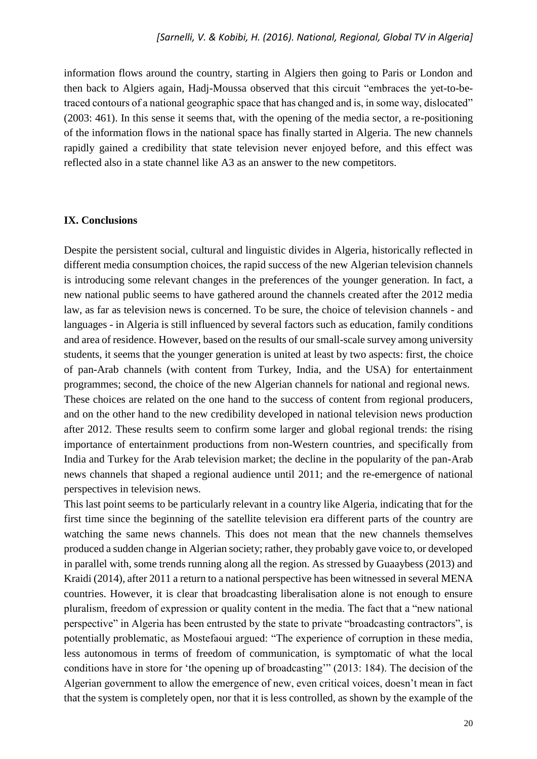information flows around the country, starting in Algiers then going to Paris or London and then back to Algiers again, Hadj-Moussa observed that this circuit "embraces the yet-to-be-traced contours of a national geographic space that has changed and is, in some way, dislocated" (2003: 461). In this sense it seems that, with the opening of the media sector, a re-positioning of the information flows in the national space has finally started in Algeria. The new channels rapidly gained a credibility that state television never enjoyed before, and this effect was reflected also in a state channel like A3 as an answer to the new competitors.

## IX. Conclusions

Despite the persistent social, cultural and linguistic divides in Algeria, historically reflected in different media consumption choices, the rapid success of the new Algerian television channels is introducing some relevant changes in the preferences of the younger generation. In fact, a new national public seems to have gathered around the channels created after the 2012 media law, as far as television news is concerned. To be sure, the choice of television channels - and languages - in Algeria is still influenced by several factors such as education, family conditions and area of residence. However, based on the results of our small-scale survey among university students, it seems that the younger generation is united at least by two aspects: first, the choice of pan-Arab channels (with content from Turkey, India, and the USA) for entertainment programmes; second, the choice of the new Algerian channels for national and regional news.

These choices are related on the one hand to the success of content from regional producers, and on the other hand to the new credibility developed in national television news production after 2012. These results seem to confirm some larger and global regional trends: the rising importance of entertainment productions from non-Western countries, and specifically from India and Turkey for the Arab television market; the decline in the popularity of the pan-Arab news channels that shaped a regional audience until 2011; and the re-emergence of national perspectives in television news.

This last point seems to be particularly relevant in a country like Algeria, indicating that for the first time since the beginning of the satellite television era different parts of the country are watching the same news channels. This does not mean that the new channels themselves produced a sudden change in Algerian society; rather, they probably gave voice to, or developed in parallel with, some trends running along all the region. As stressed by Guaaybess (2013) and Kraidi (2014), after 2011 a return to a national perspective has been witnessed in several MENA countries. However, it is clear that broadcasting liberalisation alone is not enough to ensure pluralism, freedom of expression or quality content in the media. The fact that a "new national perspective" in Algeria has been entrusted by the state to private "broadcasting contractors", is potentially problematic, as Mostefaoui argued: "The experience of corruption in these media, less autonomous in terms of freedom of communication, is symptomatic of what the local conditions have in store for 'the opening up of broadcasting'" (2013: 184). The decision of the Algerian government to allow the emergence of new, even critical voices, doesn't mean in fact that the system is completely open, nor that it is less controlled, as shown by the example of the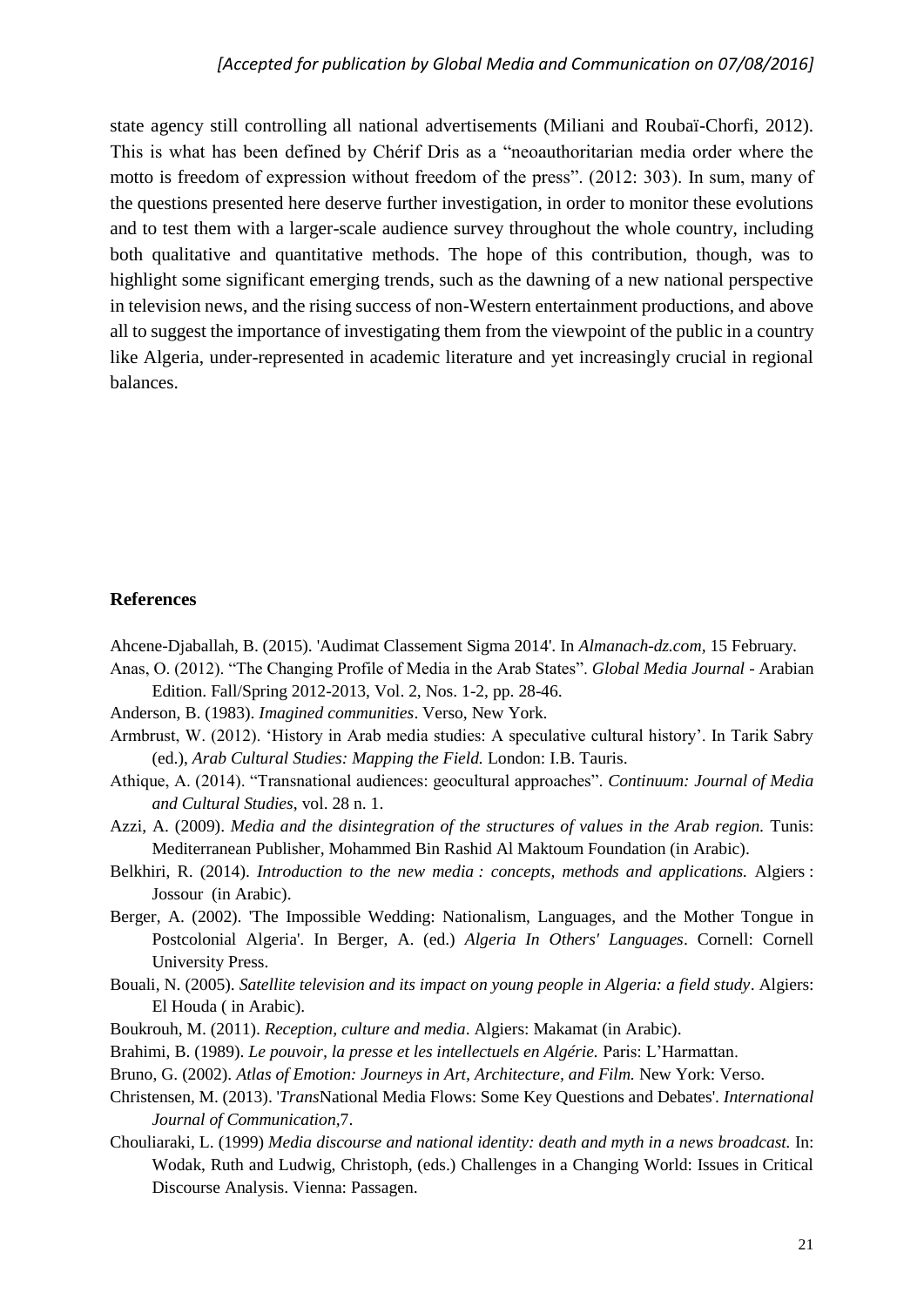state agency still controlling all national advertisements (Miliani and Roubaï-Chorfi, 2012). This is what has been defined by Chérif Dris as a "neoauthoritarian media order where the motto is freedom of expression without freedom of the press". (2012: 303). In sum, many of the questions presented here deserve further investigation, in order to monitor these evolutions and to test them with a larger-scale audience survey throughout the whole country, including both qualitative and quantitative methods. The hope of this contribution, though, was to highlight some significant emerging trends, such as the dawning of a new national perspective in television news, and the rising success of non-Western entertainment productions, and above all to suggest the importance of investigating them from the viewpoint of the public in a country like Algeria, under-represented in academic literature and yet increasingly crucial in regional balances.

## References

Ahcene-Djaballah, B. (2015). 'Audimat Classement Sigma 2014'. In *Almanach-dz.com*, 15 February.

Anas, O. (2012). "The Changing Profile of Media in the Arab States". *Global Media Journal* - Arabian Edition. Fall/Spring 2012-2013, Vol. 2, Nos. 1-2, pp. 28-46.

Anderson, B. (1983). *Imagined communities*. Verso, New York.

Armbrust, W. (2012). 'History in Arab media studies: A speculative cultural history'. In Tarik Sabry (ed.), *Arab Cultural Studies: Mapping the Field.* London: I.B. Tauris.

Athique, A. (2014). "Transnational audiences: geocultural approaches". *Continuum: Journal of Media and Cultural Studies*, vol. 28 n. 1.

Azzi, A. (2009). *Media and the disintegration of the structures of values in the Arab region.* Tunis: Mediterranean Publisher, Mohammed Bin Rashid Al Maktoum Foundation (in Arabic).

Belkhiri, R. (2014). *Introduction to the new media : concepts, methods and applications.* Algiers : Jossour (in Arabic).

Berger, A. (2002). 'The Impossible Wedding: Nationalism, Languages, and the Mother Tongue in Postcolonial Algeria'. In Berger, A. (ed.) *Algeria In Others' Languages*. Cornell: Cornell University Press.

Bouali, N. (2005). *Satellite television and its impact on young people in Algeria: a field study*. Algiers: El Houda ( in Arabic).

Boukrouh, M. (2011). *Reception, culture and media*. Algiers: Makamat (in Arabic).

Brahimi, B. (1989). *Le pouvoir, la presse et les intellectuels en Algérie.* Paris: L'Harmattan.

Bruno, G. (2002). *Atlas of Emotion: Journeys in Art, Architecture, and Film.* New York: Verso.

Christensen, M. (2013). '*Trans*National Media Flows: Some Key Questions and Debates'. *International Journal of Communication*,7.

Chouliaraki, L. (1999) *Media discourse and national identity: death and myth in a news broadcast.* In: Wodak, Ruth and Ludwig, Christoph, (eds.) Challenges in a Changing World: Issues in Critical Discourse Analysis. Vienna: Passagen.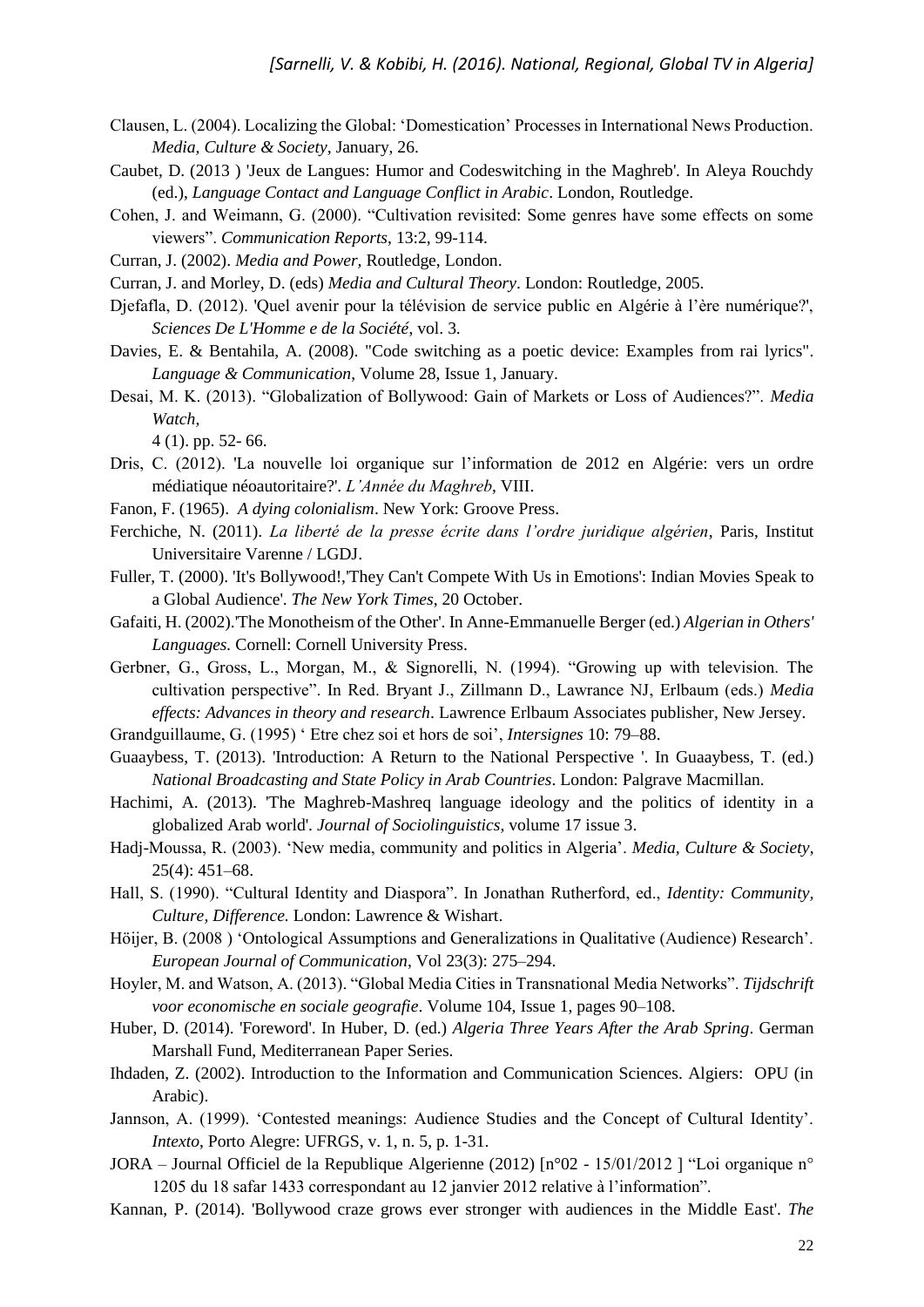Clausen, L. (2004). Localizing the Global: 'Domestication' Processes in International News Production. *Media, Culture & Society*, January, 26.

Caubet, D. (2013 ) 'Jeux de Langues: Humor and Codeswitching in the Maghreb'. In Aleya Rouchdy (ed.), *Language Contact and Language Conflict in Arabic*. London, Routledge.

Cohen, J. and Weimann, G. (2000). "Cultivation revisited: Some genres have some effects on some viewers". *Communication Reports*, 13:2, 99-114.

Curran, J. (2002). *Media and Power,* Routledge, London.

Curran, J. and Morley, D. (eds) *Media and Cultural Theory*. London: Routledge, 2005.

Djefafla, D. (2012). 'Quel avenir pour la télévision de service public en Algérie à l'ère numérique?', *Sciences De L'Homme e de la Société*, vol. 3.

Davies, E. & Bentahila, A. (2008). "Code switching as a poetic device: Examples from rai lyrics". *Language & Communication*, Volume 28, Issue 1, January.

Desai, M. K. (2013). "Globalization of Bollywood: Gain of Markets or Loss of Audiences?". *Media Watch*,
4 (1). pp. 52- 66.

Dris, C. (2012). 'La nouvelle loi organique sur l'information de 2012 en Algérie: vers un ordre médiatique néoautoritaire?'. *L'Année du Maghreb*, VIII.

Fanon, F. (1965). *A dying colonialism*. New York: Groove Press.

Ferchiche, N. (2011). *La liberté de la presse écrite dans l'ordre juridique algérien*, Paris, Institut Universitaire Varenne / LGDJ.

Fuller, T. (2000). 'It's Bollywood!,'They Can't Compete With Us in Emotions': Indian Movies Speak to a Global Audience'. *The New York Times*, 20 October.

Gafaiti, H. (2002).'The Monotheism of the Other'. In Anne-Emmanuelle Berger (ed.) *Algerian in Others' Languages.* Cornell: Cornell University Press.

Gerbner, G., Gross, L., Morgan, M., & Signorelli, N. (1994). "Growing up with television. The cultivation perspective". In Red. Bryant J., Zillmann D., Lawrance NJ, Erlbaum (eds.) *Media effects: Advances in theory and research*. Lawrence Erlbaum Associates publisher, New Jersey.

Grandguillaume, G. (1995) ' Etre chez soi et hors de soi', *Intersignes* 10: 79–88.

Guaaybess, T. (2013). 'Introduction: A Return to the National Perspective '. In Guaaybess, T. (ed.) *National Broadcasting and State Policy in Arab Countries*. London: Palgrave Macmillan.

Hachimi, A. (2013). 'The Maghreb-Mashreq language ideology and the politics of identity in a globalized Arab world'. *Journal of Sociolinguistics*, volume 17 issue 3.

Hadj-Moussa, R. (2003). 'New media, community and politics in Algeria'. *Media, Culture & Society*, 25(4): 451–68.

Hall, S. (1990). "Cultural Identity and Diaspora". In Jonathan Rutherford, ed., *Identity: Community, Culture, Difference.* London: Lawrence & Wishart.

Höijer, B. (2008 ) 'Ontological Assumptions and Generalizations in Qualitative (Audience) Research'. *European Journal of Communication*, Vol 23(3): 275–294.

Hoyler, M. and Watson, A. (2013). "Global Media Cities in Transnational Media Networks". *Tijdschrift voor economische en sociale geografie*. Volume 104, Issue 1, pages 90–108.

Huber, D. (2014). 'Foreword'. In Huber, D. (ed.) *Algeria Three Years After the Arab Spring*. German Marshall Fund, Mediterranean Paper Series.

Ihdaden, Z. (2002). Introduction to the Information and Communication Sciences. Algiers: OPU (in Arabic).

Jannson, A. (1999). 'Contested meanings: Audience Studies and the Concept of Cultural Identity'. *Intexto*, Porto Alegre: UFRGS, v. 1, n. 5, p. 1-31.

JORA – Journal Officiel de la Republique Algerienne (2012) [n°02 - 15/01/2012 ] "Loi organique n° 1205 du 18 safar 1433 correspondant au 12 janvier 2012 relative à l'information".

Kannan, P. (2014). 'Bollywood craze grows ever stronger with audiences in the Middle East'. *The*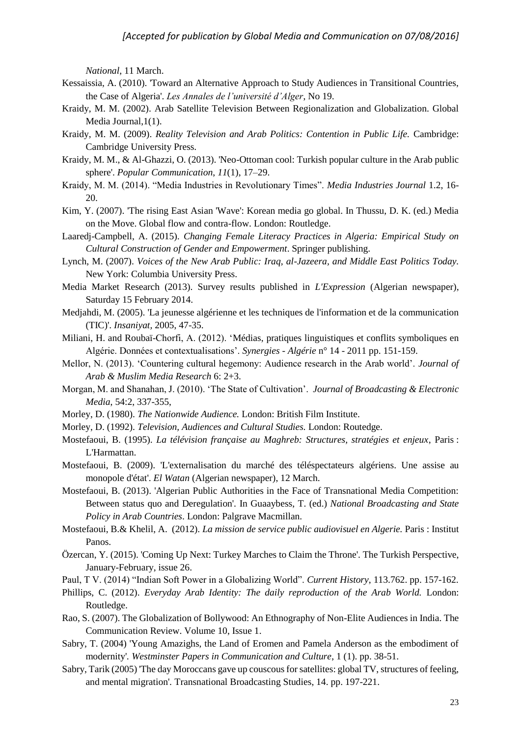*National*, 11 March.

Kessaissia, A. (2010). 'Toward an Alternative Approach to Study Audiences in Transitional Countries, the Case of Algeria'. *Les Annales de l'université d'Alger*, No 19.

Kraidy, M. M. (2002). Arab Satellite Television Between Regionalization and Globalization. Global Media Journal,1(1).

Kraidy, M. M. (2009). *Reality Television and Arab Politics: Contention in Public Life.* Cambridge: Cambridge University Press.

Kraidy, M. M., & Al-Ghazzi, O. (2013). 'Neo-Ottoman cool: Turkish popular culture in the Arab public sphere'. *Popular Communication*, *11*(1), 17–29.

Kraidy, M. M. (2014). "Media Industries in Revolutionary Times". *Media Industries Journal* 1.2, 16-20.

Kim, Y. (2007). 'The rising East Asian 'Wave': Korean media go global. In Thussu, D. K. (ed.) Media on the Move. Global flow and contra-flow. London: Routledge.

Laaredj-Campbell, A. (2015). *Changing Female Literacy Practices in Algeria: Empirical Study on Cultural Construction of Gender and Empowerment*. Springer publishing.

Lynch, M. (2007). *Voices of the New Arab Public: Iraq, al-Jazeera, and Middle East Politics Today.* New York: Columbia University Press.

Media Market Research (2013). Survey results published in *L'Expression* (Algerian newspaper), Saturday 15 February 2014.

Medjahdi, M. (2005). 'La jeunesse algérienne et les techniques de l'information et de la communication (TIC)'. *Insaniyat*, 2005, 47-35.

Miliani, H. and Roubaï-Chorfi, A. (2012). 'Médias, pratiques linguistiques et conflits symboliques en Algérie. Données et contextualisations'. *Synergies - Algérie* n° 14 - 2011 pp. 151-159.

Mellor, N. (2013). 'Countering cultural hegemony: Audience research in the Arab world'. *Journal of Arab & Muslim Media Research* 6: 2+3.

Morgan, M. and Shanahan, J. (2010). 'The State of Cultivation'. *Journal of Broadcasting & Electronic Media*, 54:2, 337-355,

Morley, D. (1980). *The Nationwide Audience.* London: British Film Institute.

Morley, D. (1992). *Television, Audiences and Cultural Studies.* London: Routedge.

Mostefaoui, B. (1995). *La télévision française au Maghreb: Structures, stratégies et enjeux*, Paris : L'Harmattan.

Mostefaoui, B. (2009). 'L'externalisation du marché des téléspectateurs algériens. Une assise au monopole d'état'. *El Watan* (Algerian newspaper), 12 March.

Mostefaoui, B. (2013). 'Algerian Public Authorities in the Face of Transnational Media Competition: Between status quo and Deregulation'. In Guaaybess, T. (ed.) *National Broadcasting and State Policy in Arab Countries*. London: Palgrave Macmillan.

Mostefaoui, B.& Khelil, A. (2012). *La mission de service public audiovisuel en Algerie.* Paris : Institut Panos.

Özercan, Y. (2015). 'Coming Up Next: Turkey Marches to Claim the Throne'. The Turkish Perspective, January-February, issue 26.

Paul, T V. (2014) "Indian Soft Power in a Globalizing World". *Current History*, 113.762. pp. 157-162.

Phillips, C. (2012). *Everyday Arab Identity: The daily reproduction of the Arab World.* London: Routledge.

Rao, S. (2007). The Globalization of Bollywood: An Ethnography of Non-Elite Audiences in India. The Communication Review. Volume 10, Issue 1.

Sabry, T. (2004) 'Young Amazighs, the Land of Eromen and Pamela Anderson as the embodiment of modernity'. *Westminster Papers in Communication and Culture*, 1 (1). pp. 38-51.

Sabry, Tarik (2005) 'The day Moroccans gave up couscous for satellites: global TV, structures of feeling, and mental migration'. Transnational Broadcasting Studies, 14. pp. 197-221.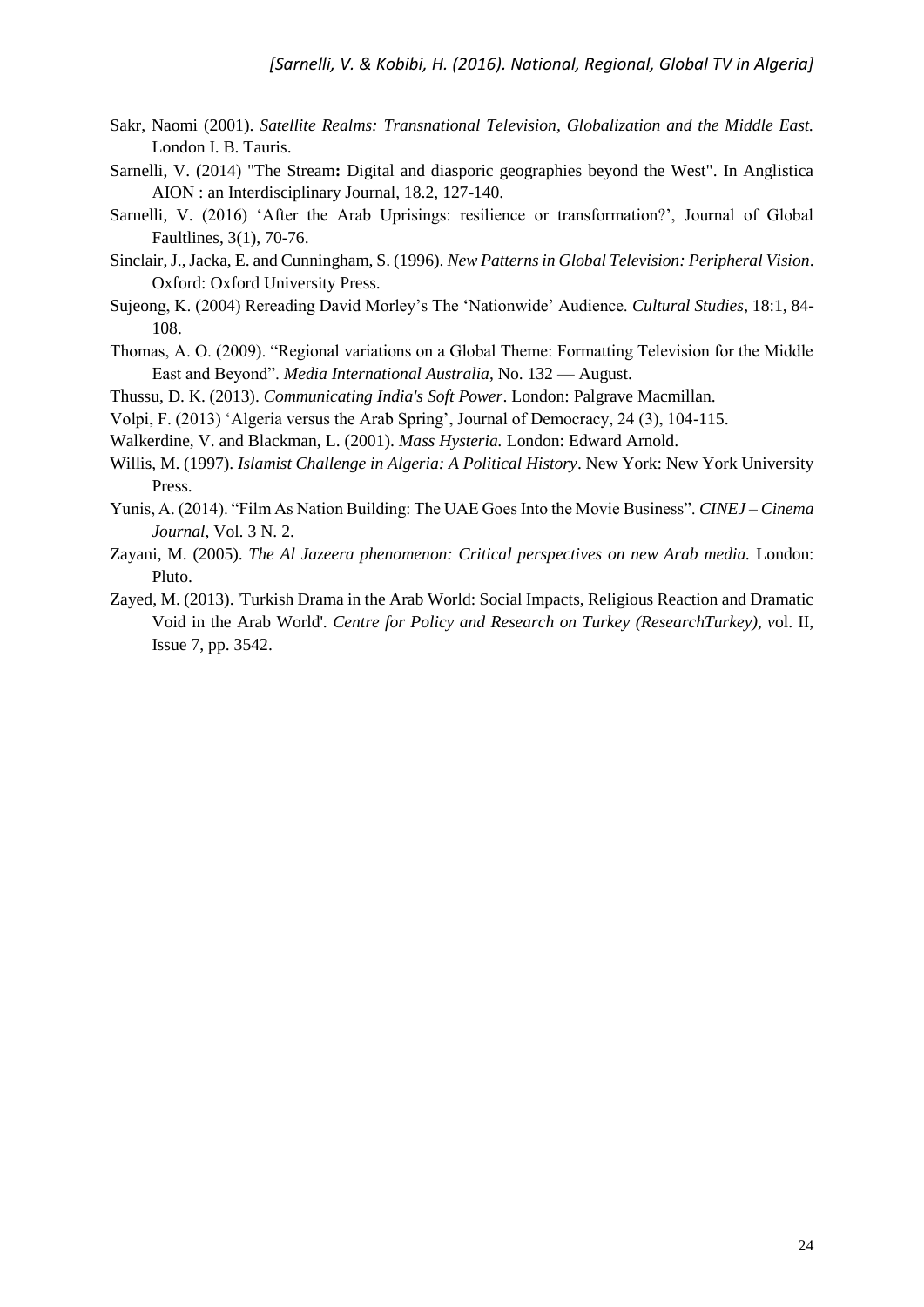Sakr, Naomi (2001). *Satellite Realms: Transnational Television, Globalization and the Middle East.* London I. B. Tauris.

Sarnelli, V. (2014) "The Stream**:** Digital and diasporic geographies beyond the West". In Anglistica AION : an Interdisciplinary Journal, 18.2, 127-140.

Sarnelli, V. (2016) 'After the Arab Uprisings: resilience or transformation?', Journal of Global Faultlines, 3(1), 70-76.

Sinclair, J., Jacka, E. and Cunningham, S. (1996). *New Patterns in Global Television: Peripheral Vision*. Oxford: Oxford University Press.

Sujeong, K. (2004) Rereading David Morley's The 'Nationwide' Audience. *Cultural Studies*, 18:1, 84-108.

Thomas, A. O. (2009). "Regional variations on a Global Theme: Formatting Television for the Middle East and Beyond". *Media International Australia*, No. 132 — August.

Thussu, D. K. (2013). *Communicating India's Soft Power*. London: Palgrave Macmillan.

Volpi, F. (2013) 'Algeria versus the Arab Spring', Journal of Democracy, 24 (3), 104-115.

Walkerdine, V. and Blackman, L. (2001). *Mass Hysteria.* London: Edward Arnold.

Willis, M. (1997). *Islamist Challenge in Algeria: A Political History*. New York: New York University Press.

Yunis, A. (2014). "Film As Nation Building: The UAE Goes Into the Movie Business". *CINEJ – Cinema Journal*, Vol. 3 N. 2.

Zayani, M. (2005). *The Al Jazeera phenomenon: Critical perspectives on new Arab media.* London: Pluto.

Zayed, M. (2013). 'Turkish Drama in the Arab World: Social Impacts, Religious Reaction and Dramatic Void in the Arab World'. *Centre for Policy and Research on Turkey (ResearchTurkey), v*ol. II, Issue 7, pp. 3542.